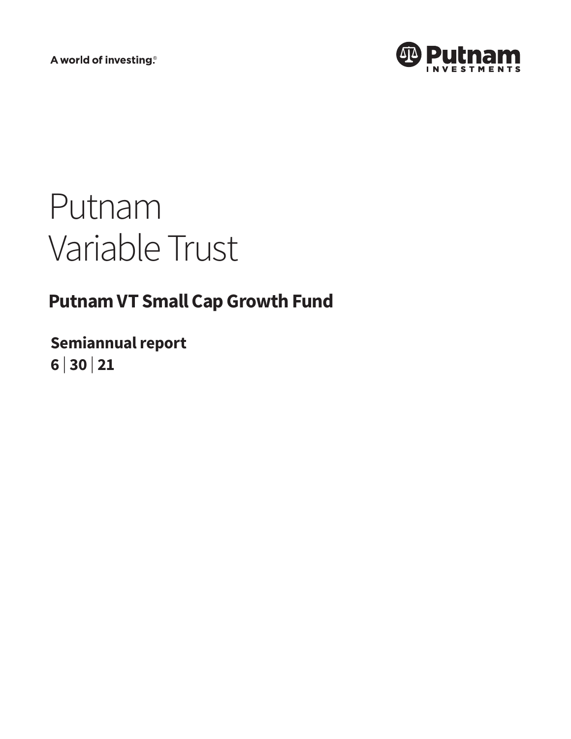A world of investing.®

Putnam INVESTMENTS

# Putnam Variable Trust

## Putnam VT Small Cap Growth Fund

**Semiannual report**
**6 | 30 | 21**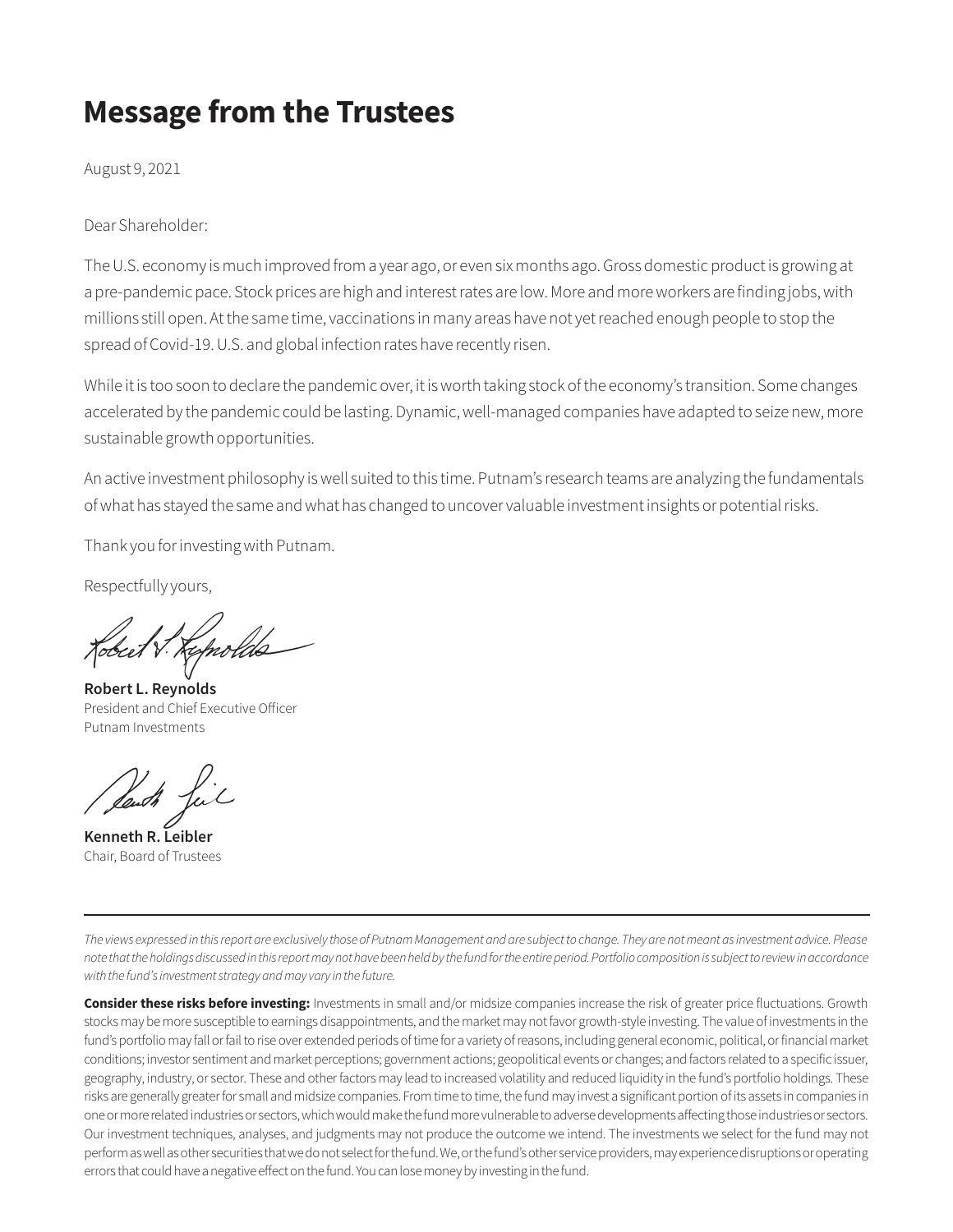# Message from the Trustees

August 9, 2021

Dear Shareholder:

The U.S. economy is much improved from a year ago, or even six months ago. Gross domestic product is growing at a pre-pandemic pace. Stock prices are high and interest rates are low. More and more workers are finding jobs, with millions still open. At the same time, vaccinations in many areas have not yet reached enough people to stop the spread of Covid-19. U.S. and global infection rates have recently risen.

While it is too soon to declare the pandemic over, it is worth taking stock of the economy's transition. Some changes accelerated by the pandemic could be lasting. Dynamic, well-managed companies have adapted to seize new, more sustainable growth opportunities.

An active investment philosophy is well suited to this time. Putnam's research teams are analyzing the fundamentals of what has stayed the same and what has changed to uncover valuable investment insights or potential risks.

Thank you for investing with Putnam.

Respectfully yours,

**Robert L. Reynolds**
President and Chief Executive Officer
Putnam Investments

**Kenneth R. Leibler**
Chair, Board of Trustees

---

*The views expressed in this report are exclusively those of Putnam Management and are subject to change. They are not meant as investment advice. Please note that the holdings discussed in this report may not have been held by the fund for the entire period. Portfolio composition is subject to review in accordance with the fund's investment strategy and may vary in the future.*

**Consider these risks before investing:** Investments in small and/or midsize companies increase the risk of greater price fluctuations. Growth stocks may be more susceptible to earnings disappointments, and the market may not favor growth-style investing. The value of investments in the fund's portfolio may fall or fail to rise over extended periods of time for a variety of reasons, including general economic, political, or financial market conditions; investor sentiment and market perceptions; government actions; geopolitical events or changes; and factors related to a specific issuer, geography, industry, or sector. These and other factors may lead to increased volatility and reduced liquidity in the fund's portfolio holdings. These risks are generally greater for small and midsize companies. From time to time, the fund may invest a significant portion of its assets in companies in one or more related industries or sectors, which would make the fund more vulnerable to adverse developments affecting those industries or sectors. Our investment techniques, analyses, and judgments may not produce the outcome we intend. The investments we select for the fund may not perform as well as other securities that we do not select for the fund. We, or the fund's other service providers, may experience disruptions or operating errors that could have a negative effect on the fund. You can lose money by investing in the fund.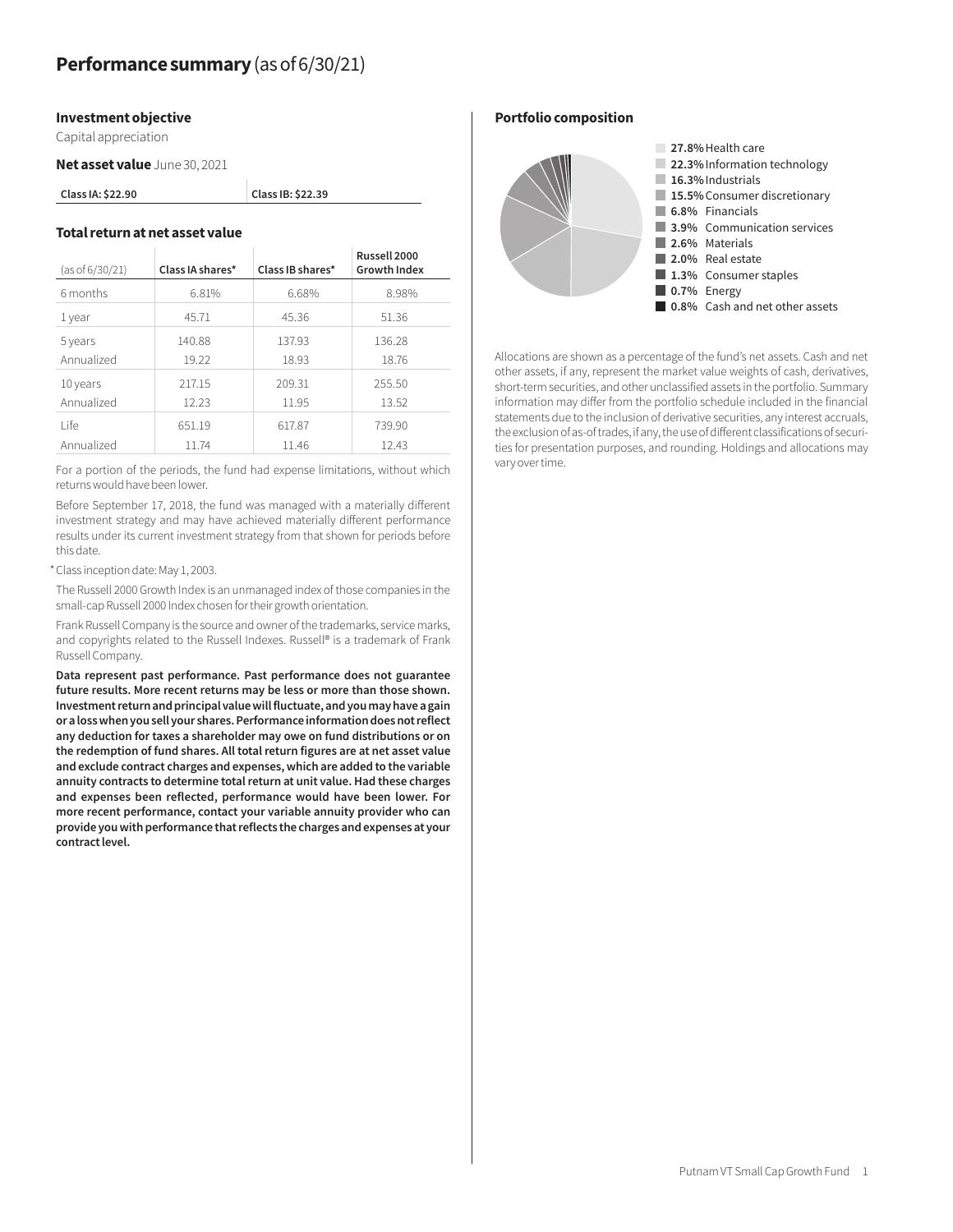# Performance summary (as of 6/30/21)

### Investment objective

Capital appreciation

**Net asset value** June 30, 2021

| Class IA: $22.90 | Class IB: $22.39 |
|---|---|

### Total return at net asset value

| (as of 6/30/21) | Class IA shares* | Class IB shares* | Russell 2000 Growth Index |
|---|---|---|---|
| 6 months | 6.81% | 6.68% | 8.98% |
| 1 year | 45.71 | 45.36 | 51.36 |
| 5 years | 140.88 | 137.93 | 136.28 |
| Annualized | 19.22 | 18.93 | 18.76 |
| 10 years | 217.15 | 209.31 | 255.50 |
| Annualized | 12.23 | 11.95 | 13.52 |
| Life | 651.19 | 617.87 | 739.90 |
| Annualized | 11.74 | 11.46 | 12.43 |

For a portion of the periods, the fund had expense limitations, without which returns would have been lower.

Before September 17, 2018, the fund was managed with a materially different investment strategy and may have achieved materially different performance results under its current investment strategy from that shown for periods before this date.

\* Class inception date: May 1, 2003.

The Russell 2000 Growth Index is an unmanaged index of those companies in the small-cap Russell 2000 Index chosen for their growth orientation.

Frank Russell Company is the source and owner of the trademarks, service marks, and copyrights related to the Russell Indexes. Russell® is a trademark of Frank Russell Company.

**Data represent past performance. Past performance does not guarantee future results. More recent returns may be less or more than those shown. Investment return and principal value will fluctuate, and you may have a gain or a loss when you sell your shares. Performance information does not reflect any deduction for taxes a shareholder may owe on fund distributions or on the redemption of fund shares. All total return figures are at net asset value and exclude contract charges and expenses, which are added to the variable annuity contracts to determine total return at unit value. Had these charges and expenses been reflected, performance would have been lower. For more recent performance, contact your variable annuity provider who can provide you with performance that reflects the charges and expenses at your contract level.**

### Portfolio composition

- **27.8%** Health care
- **22.3%** Information technology
- **16.3%** Industrials
- **15.5%** Consumer discretionary
- **6.8%** Financials
- **3.9%** Communication services
- **2.6%** Materials
- **2.0%** Real estate
- **1.3%** Consumer staples
- **0.7%** Energy
- **0.8%** Cash and net other assets

Allocations are shown as a percentage of the fund's net assets. Cash and net other assets, if any, represent the market value weights of cash, derivatives, short-term securities, and other unclassified assets in the portfolio. Summary information may differ from the portfolio schedule included in the financial statements due to the inclusion of derivative securities, any interest accruals, the exclusion of as-of trades, if any, the use of different classifications of securities for presentation purposes, and rounding. Holdings and allocations may vary over time.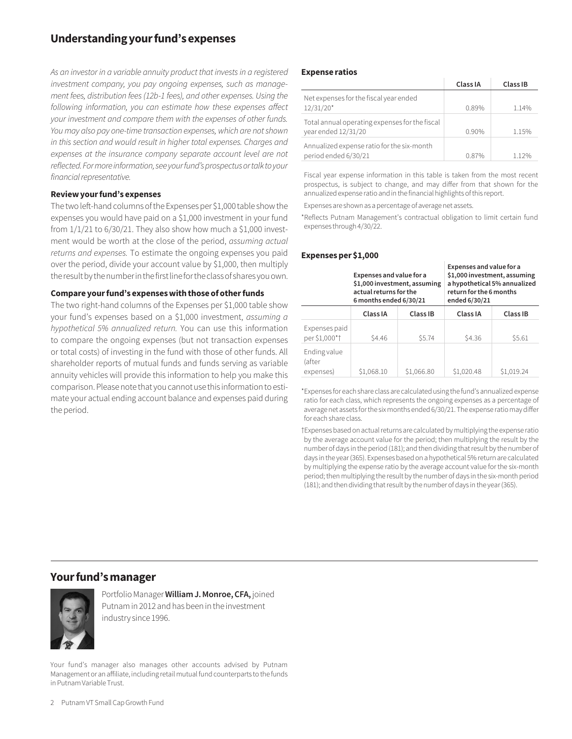## Understanding your fund's expenses

*As an investor in a variable annuity product that invests in a registered investment company, you pay ongoing expenses, such as management fees, distribution fees (12b-1 fees), and other expenses. Using the following information, you can estimate how these expenses affect your investment and compare them with the expenses of other funds. You may also pay one-time transaction expenses, which are not shown in this section and would result in higher total expenses. Charges and expenses at the insurance company separate account level are not reflected. For more information, see your fund's prospectus or talk to your financial representative.*

### Review your fund's expenses

The two left-hand columns of the Expenses per $1,000 table show the expenses you would have paid on a $1,000 investment in your fund from 1/1/21 to 6/30/21. They also show how much a $1,000 investment would be worth at the close of the period, *assuming actual returns and expenses.* To estimate the ongoing expenses you paid over the period, divide your account value by $1,000, then multiply the result by the number in the first line for the class of shares you own.

### Compare your fund's expenses with those of other funds

The two right-hand columns of the Expenses per $1,000 table show your fund's expenses based on a $1,000 investment, *assuming a hypothetical 5% annualized return.* You can use this information to compare the ongoing expenses (but not transaction expenses or total costs) of investing in the fund with those of other funds. All shareholder reports of mutual funds and funds serving as variable annuity vehicles will provide this information to help you make this comparison. Please note that you cannot use this information to estimate your actual ending account balance and expenses paid during the period.

### Expense ratios

| | Class IA | Class IB |
|---|---|---|
| Net expenses for the fiscal year ended 12/31/20* | 0.89% | 1.14% |
| Total annual operating expenses for the fiscal year ended 12/31/20 | 0.90% | 1.15% |
| Annualized expense ratio for the six-month period ended 6/30/21 | 0.87% | 1.12% |

Fiscal year expense information in this table is taken from the most recent prospectus, is subject to change, and may differ from that shown for the annualized expense ratio and in the financial highlights of this report.

Expenses are shown as a percentage of average net assets.

*Reflects Putnam Management's contractual obligation to limit certain fund expenses through 4/30/22.

### Expenses per $1,000

| | Expenses and value for a $1,000 investment, assuming actual returns for the 6 months ended 6/30/21 | | Expenses and value for a $1,000 investment, assuming a hypothetical 5% annualized return for the 6 months ended 6/30/21 | |
|---|---|---|---|---|
| | Class IA | Class IB | Class IA | Class IB |
| Expenses paid per $1,000*† | $4.46 | $5.74 | $4.36 | $5.61 |
| Ending value (after expenses) | $1,068.10 | $1,066.80 | $1,020.48 | $1,019.24 |

*Expenses for each share class are calculated using the fund's annualized expense ratio for each class, which represents the ongoing expenses as a percentage of average net assets for the six months ended 6/30/21. The expense ratio may differ for each share class.

†Expenses based on actual returns are calculated by multiplying the expense ratio by the average account value for the period; then multiplying the result by the number of days in the period (181); and then dividing that result by the number of days in the year (365). Expenses based on a hypothetical 5% return are calculated by multiplying the expense ratio by the average account value for the six-month period; then multiplying the result by the number of days in the six-month period (181); and then dividing that result by the number of days in the year (365).

## Your fund's manager

Portfolio Manager **William J. Monroe, CFA,** joined Putnam in 2012 and has been in the investment industry since 1996.

Your fund's manager also manages other accounts advised by Putnam Management or an affiliate, including retail mutual fund counterparts to the funds in Putnam Variable Trust.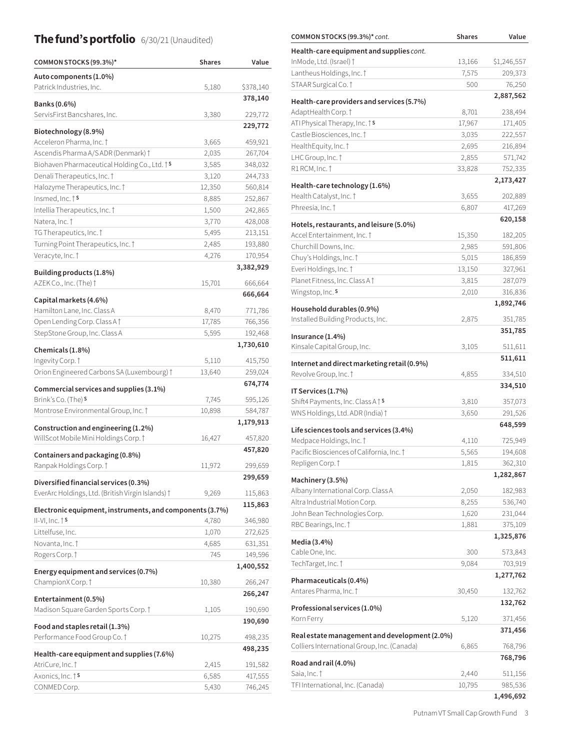## The fund's portfolio 6/30/21 (Unaudited)

| COMMON STOCKS (99.3%)* | Shares | Value |
|---|---|---|
| **Auto components (1.0%)** | | |
| Patrick Industries, Inc. | 5,180 | $378,140 |
| | | **378,140** |
| **Banks (0.6%)** | | |
| ServisFirst Bancshares, Inc. | 3,380 | 229,772 |
| | | **229,772** |
| **Biotechnology (8.9%)** | | |
| Acceleron Pharma, Inc. † | 3,665 | 459,921 |
| Ascendis Pharma A/S ADR (Denmark) † | 2,035 | 267,704 |
| Biohaven Pharmaceutical Holding Co., Ltd. † S | 3,585 | 348,032 |
| Denali Therapeutics, Inc. † | 3,120 | 244,733 |
| Halozyme Therapeutics, Inc. † | 12,350 | 560,814 |
| Insmed, Inc. † S | 8,885 | 252,867 |
| Intellia Therapeutics, Inc. † | 1,500 | 242,865 |
| Natera, Inc. † | 3,770 | 428,008 |
| TG Therapeutics, Inc. † | 5,495 | 213,151 |
| Turning Point Therapeutics, Inc. † | 2,485 | 193,880 |
| Veracyte, Inc. † | 4,276 | 170,954 |
| | | **3,382,929** |
| **Building products (1.8%)** | | |
| AZEK Co., Inc. (The) † | 15,701 | 666,664 |
| | | **666,664** |
| **Capital markets (4.6%)** | | |
| Hamilton Lane, Inc. Class A | 8,470 | 771,786 |
| Open Lending Corp. Class A † | 17,785 | 766,356 |
| StepStone Group, Inc. Class A | 5,595 | 192,468 |
| | | **1,730,610** |
| **Chemicals (1.8%)** | | |
| Ingevity Corp. † | 5,110 | 415,750 |
| Orion Engineered Carbons SA (Luxembourg) † | 13,640 | 259,024 |
| | | **674,774** |
| **Commercial services and supplies (3.1%)** | | |
| Brink's Co. (The) S | 7,745 | 595,126 |
| Montrose Environmental Group, Inc. † | 10,898 | 584,787 |
| | | **1,179,913** |
| **Construction and engineering (1.2%)** | | |
| WillScot Mobile Mini Holdings Corp. † | 16,427 | 457,820 |
| | | **457,820** |
| **Containers and packaging (0.8%)** | | |
| Ranpak Holdings Corp. † | 11,972 | 299,659 |
| | | **299,659** |
| **Diversified financial services (0.3%)** | | |
| EverArc Holdings, Ltd. (British Virgin Islands) † | 9,269 | 115,863 |
| | | **115,863** |
| **Electronic equipment, instruments, and components (3.7%)** | | |
| II-VI, Inc. † S | 4,780 | 346,980 |
| Littelfuse, Inc. | 1,070 | 272,625 |
| Novanta, Inc. † | 4,685 | 631,351 |
| Rogers Corp. † | 745 | 149,596 |
| | | **1,400,552** |
| **Energy equipment and services (0.7%)** | | |
| ChampionX Corp. † | 10,380 | 266,247 |
| | | **266,247** |
| **Entertainment (0.5%)** | | |
| Madison Square Garden Sports Corp. † | 1,105 | 190,690 |
| | | **190,690** |
| **Food and staples retail (1.3%)** | | |
| Performance Food Group Co. † | 10,275 | 498,235 |
| | | **498,235** |
| **Health-care equipment and supplies (7.6%)** | | |
| AtriCure, Inc. † | 2,415 | 191,582 |
| Axonics, Inc. † S | 6,585 | 417,555 |
| CONMED Corp. | 5,430 | 746,245 |
| InMode, Ltd. (Israel) † | 13,166 | $1,246,557 |
| Lantheus Holdings, Inc. † | 7,575 | 209,373 |
| STAAR Surgical Co. † | 500 | 76,250 |
| | | **2,887,562** |
| **Health-care providers and services (5.7%)** | | |
| AdaptHealth Corp. † | 8,701 | 238,494 |
| ATI Physical Therapy, Inc. † S | 17,967 | 171,405 |
| Castle Biosciences, Inc. † | 3,035 | 222,557 |
| HealthEquity, Inc. † | 2,695 | 216,894 |
| LHC Group, Inc. † | 2,855 | 571,742 |
| R1 RCM, Inc. † | 33,828 | 752,335 |
| | | **2,173,427** |
| **Health-care technology (1.6%)** | | |
| Health Catalyst, Inc. † | 3,655 | 202,889 |
| Phreesia, Inc. † | 6,807 | 417,269 |
| | | **620,158** |
| **Hotels, restaurants, and leisure (5.0%)** | | |
| Accel Entertainment, Inc. † | 15,350 | 182,205 |
| Churchill Downs, Inc. | 2,985 | 591,806 |
| Chuy's Holdings, Inc. † | 5,015 | 186,859 |
| Everi Holdings, Inc. † | 13,150 | 327,961 |
| Planet Fitness, Inc. Class A † | 3,815 | 287,079 |
| Wingstop, Inc. S | 2,010 | 316,836 |
| | | **1,892,746** |
| **Household durables (0.9%)** | | |
| Installed Building Products, Inc. | 2,875 | 351,785 |
| | | **351,785** |
| **Insurance (1.4%)** | | |
| Kinsale Capital Group, Inc. | 3,105 | 511,611 |
| | | **511,611** |
| **Internet and direct marketing retail (0.9%)** | | |
| Revolve Group, Inc. † | 4,855 | 334,510 |
| | | **334,510** |
| **IT Services (1.7%)** | | |
| Shift4 Payments, Inc. Class A † S | 3,810 | 357,073 |
| WNS Holdings, Ltd. ADR (India) † | 3,650 | 291,526 |
| | | **648,599** |
| **Life sciences tools and services (3.4%)** | | |
| Medpace Holdings, Inc. † | 4,110 | 725,949 |
| Pacific Biosciences of California, Inc. † | 5,565 | 194,608 |
| Repligen Corp. † | 1,815 | 362,310 |
| | | **1,282,867** |
| **Machinery (3.5%)** | | |
| Albany International Corp. Class A | 2,050 | 182,983 |
| Altra Industrial Motion Corp. | 8,255 | 536,740 |
| John Bean Technologies Corp. | 1,620 | 231,044 |
| RBC Bearings, Inc. † | 1,881 | 375,109 |
| | | **1,325,876** |
| **Media (3.4%)** | | |
| Cable One, Inc. | 300 | 573,843 |
| TechTarget, Inc. † | 9,084 | 703,919 |
| | | **1,277,762** |
| **Pharmaceuticals (0.4%)** | | |
| Antares Pharma, Inc. † | 30,450 | 132,762 |
| | | **132,762** |
| **Professional services (1.0%)** | | |
| Korn Ferry | 5,120 | 371,456 |
| | | **371,456** |
| **Real estate management and development (2.0%)** | | |
| Colliers International Group, Inc. (Canada) | 6,865 | 768,796 |
| | | **768,796** |
| **Road and rail (4.0%)** | | |
| Saia, Inc. † | 2,440 | 511,156 |
| TFI International, Inc. (Canada) | 10,795 | 985,536 |
| | | **1,496,692** |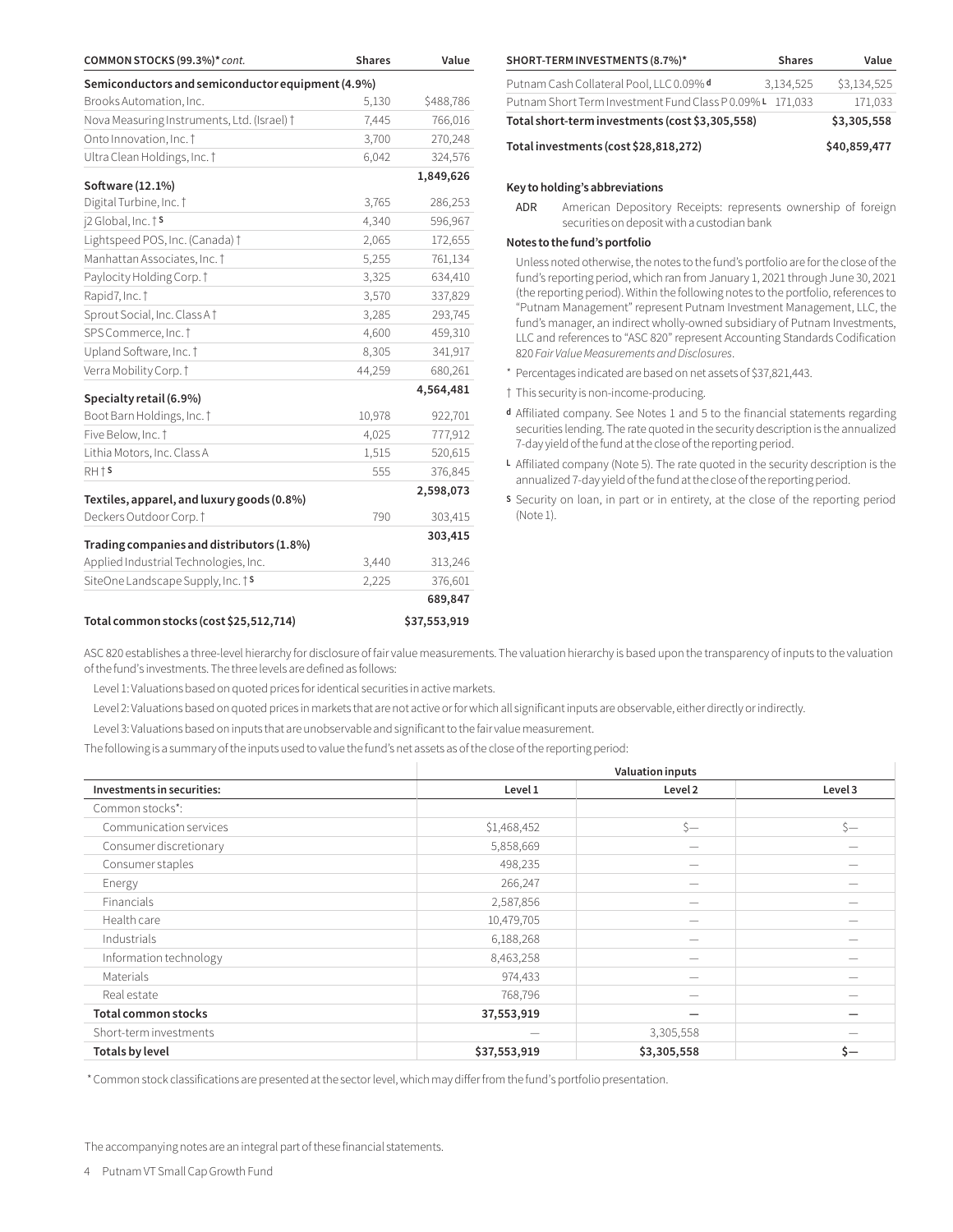| COMMON STOCKS (99.3%)* *cont.* | Shares | Value |
|---|---|---|
| **Semiconductors and semiconductor equipment (4.9%)** | | |
| Brooks Automation, Inc. | 5,130 | $488,786 |
| Nova Measuring Instruments, Ltd. (Israel) † | 7,445 | 766,016 |
| Onto Innovation, Inc. † | 3,700 | 270,248 |
| Ultra Clean Holdings, Inc. † | 6,042 | 324,576 |
| | | **1,849,626** |
| **Software (12.1%)** | | |
| Digital Turbine, Inc. † | 3,765 | 286,253 |
| j2 Global, Inc. † S | 4,340 | 596,967 |
| Lightspeed POS, Inc. (Canada) † | 2,065 | 172,655 |
| Manhattan Associates, Inc. † | 5,255 | 761,134 |
| Paylocity Holding Corp. † | 3,325 | 634,410 |
| Rapid7, Inc. † | 3,570 | 337,829 |
| Sprout Social, Inc. Class A † | 3,285 | 293,745 |
| SPS Commerce, Inc. † | 4,600 | 459,310 |
| Upland Software, Inc. † | 8,305 | 341,917 |
| Verra Mobility Corp. † | 44,259 | 680,261 |
| | | **4,564,481** |
| **Specialty retail (6.9%)** | | |
| Boot Barn Holdings, Inc. † | 10,978 | 922,701 |
| Five Below, Inc. † | 4,025 | 777,912 |
| Lithia Motors, Inc. Class A | 1,515 | 520,615 |
| RH † S | 555 | 376,845 |
| | | **2,598,073** |
| **Textiles, apparel, and luxury goods (0.8%)** | | |
| Deckers Outdoor Corp. † | 790 | 303,415 |
| | | **303,415** |
| **Trading companies and distributors (1.8%)** | | |
| Applied Industrial Technologies, Inc. | 3,440 | 313,246 |
| SiteOne Landscape Supply, Inc. † S | 2,225 | 376,601 |
| | | **689,847** |
| **Total common stocks (cost $25,512,714)** | | **$37,553,919** |

| SHORT-TERM INVESTMENTS (8.7%)* | Shares | Value |
|---|---|---|
| Putnam Cash Collateral Pool, LLC 0.09% d | 3,134,525 | $3,134,525 |
| Putnam Short Term Investment Fund Class P 0.09% L | 171,033 | 171,033 |
| **Total short-term investments (cost $3,305,558)** | | **$3,305,558** |
| **Total investments (cost $28,818,272)** | | **$40,859,477** |

**Key to holding's abbreviations**

ADR American Depository Receipts: represents ownership of foreign securities on deposit with a custodian bank

**Notes to the fund's portfolio**

Unless noted otherwise, the notes to the fund's portfolio are for the close of the fund's reporting period, which ran from January 1, 2021 through June 30, 2021 (the reporting period). Within the following notes to the portfolio, references to "Putnam Management" represent Putnam Investment Management, LLC, the fund's manager, an indirect wholly-owned subsidiary of Putnam Investments, LLC and references to "ASC 820" represent Accounting Standards Codification 820 *Fair Value Measurements and Disclosures*.

\* Percentages indicated are based on net assets of $37,821,443.

† This security is non-income-producing.

d Affiliated company. See Notes 1 and 5 to the financial statements regarding securities lending. The rate quoted in the security description is the annualized 7-day yield of the fund at the close of the reporting period.

L Affiliated company (Note 5). The rate quoted in the security description is the annualized 7-day yield of the fund at the close of the reporting period.

S Security on loan, in part or in entirety, at the close of the reporting period (Note 1).

ASC 820 establishes a three-level hierarchy for disclosure of fair value measurements. The valuation hierarchy is based upon the transparency of inputs to the valuation of the fund's investments. The three levels are defined as follows:

Level 1: Valuations based on quoted prices for identical securities in active markets.

Level 2: Valuations based on quoted prices in markets that are not active or for which all significant inputs are observable, either directly or indirectly.

Level 3: Valuations based on inputs that are unobservable and significant to the fair value measurement.

The following is a summary of the inputs used to value the fund's net assets as of the close of the reporting period:

| | Valuation inputs | | |
|---|---|---|---|
| **Investments in securities:** | **Level 1** | **Level 2** | **Level 3** |
| Common stocks*: | | | |
| Communication services | $1,468,452 | $— | $— |
| Consumer discretionary | 5,858,669 | — | — |
| Consumer staples | 498,235 | — | — |
| Energy | 266,247 | — | — |
| Financials | 2,587,856 | — | — |
| Health care | 10,479,705 | — | — |
| Industrials | 6,188,268 | — | — |
| Information technology | 8,463,258 | — | — |
| Materials | 974,433 | — | — |
| Real estate | 768,796 | — | — |
| **Total common stocks** | **37,553,919** | **—** | **—** |
| Short-term investments | — | 3,305,558 | — |
| **Totals by level** | **$37,553,919** | **$3,305,558** | **$—** |

\* Common stock classifications are presented at the sector level, which may differ from the fund's portfolio presentation.

The accompanying notes are an integral part of these financial statements.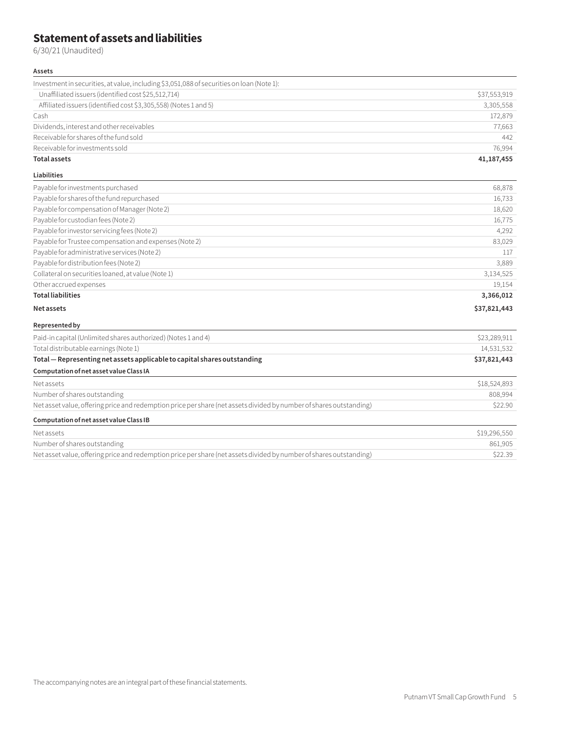# Statement of assets and liabilities

6/30/21 (Unaudited)

| **Assets** | |
|---|---|
| Investment in securities, at value, including $3,051,088 of securities on loan (Note 1): | |
| Unaffiliated issuers (identified cost $25,512,714) | $37,553,919 |
| Affiliated issuers (identified cost $3,305,558) (Notes 1 and 5) | 3,305,558 |
| Cash | 172,879 |
| Dividends, interest and other receivables | 77,663 |
| Receivable for shares of the fund sold | 442 |
| Receivable for investments sold | 76,994 |
| **Total assets** | **41,187,455** |
| **Liabilities** | |
| Payable for investments purchased | 68,878 |
| Payable for shares of the fund repurchased | 16,733 |
| Payable for compensation of Manager (Note 2) | 18,620 |
| Payable for custodian fees (Note 2) | 16,775 |
| Payable for investor servicing fees (Note 2) | 4,292 |
| Payable for Trustee compensation and expenses (Note 2) | 83,029 |
| Payable for administrative services (Note 2) | 117 |
| Payable for distribution fees (Note 2) | 3,889 |
| Collateral on securities loaned, at value (Note 1) | 3,134,525 |
| Other accrued expenses | 19,154 |
| **Total liabilities** | **3,366,012** |
| **Net assets** | **$37,821,443** |
| **Represented by** | |
| Paid-in capital (Unlimited shares authorized) (Notes 1 and 4) | $23,289,911 |
| Total distributable earnings (Note 1) | 14,531,532 |
| **Total — Representing net assets applicable to capital shares outstanding** | **$37,821,443** |
| **Computation of net asset value Class IA** | |
| Net assets | $18,524,893 |
| Number of shares outstanding | 808,994 |
| Net asset value, offering price and redemption price per share (net assets divided by number of shares outstanding) | $22.90 |
| **Computation of net asset value Class IB** | |
| Net assets | $19,296,550 |
| Number of shares outstanding | 861,905 |
| Net asset value, offering price and redemption price per share (net assets divided by number of shares outstanding) | $22.39 |

The accompanying notes are an integral part of these financial statements.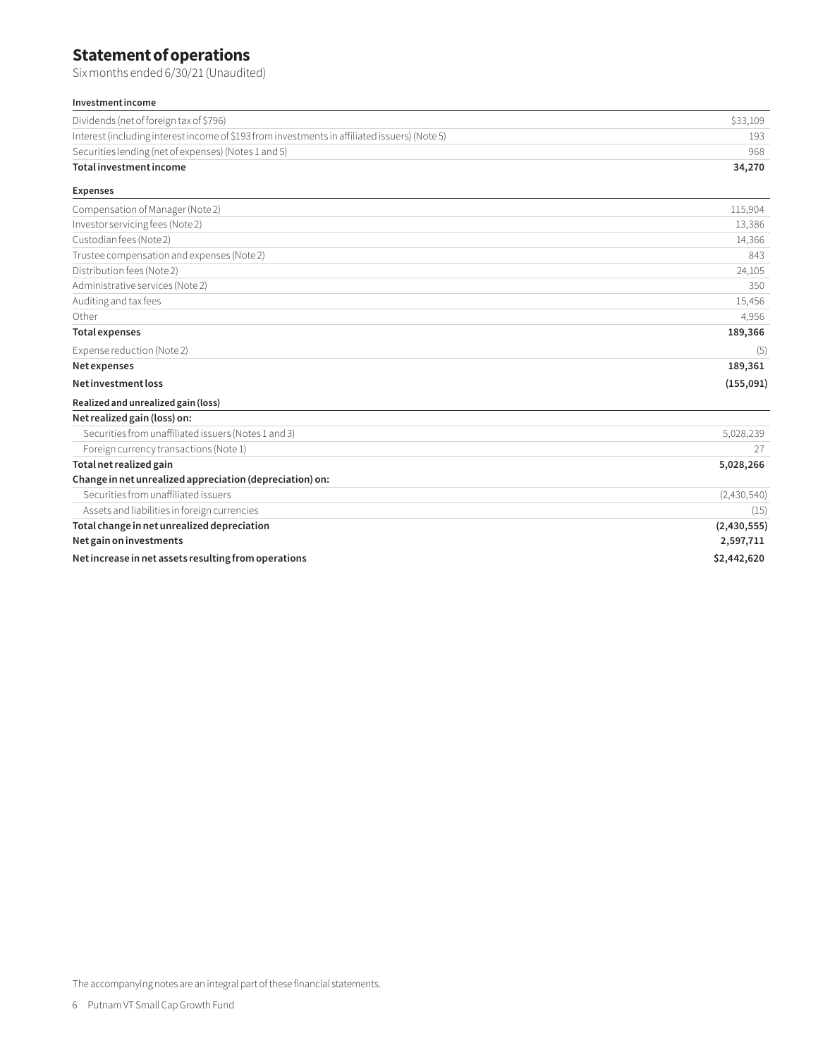# Statement of operations

Six months ended 6/30/21 (Unaudited)

| **Investment income** | |
|---|---|
| Dividends (net of foreign tax of $796) | $33,109 |
| Interest (including interest income of $193 from investments in affiliated issuers) (Note 5) | 193 |
| Securities lending (net of expenses) (Notes 1 and 5) | 968 |
| **Total investment income** | **34,270** |
| **Expenses** | |
| Compensation of Manager (Note 2) | 115,904 |
| Investor servicing fees (Note 2) | 13,386 |
| Custodian fees (Note 2) | 14,366 |
| Trustee compensation and expenses (Note 2) | 843 |
| Distribution fees (Note 2) | 24,105 |
| Administrative services (Note 2) | 350 |
| Auditing and tax fees | 15,456 |
| Other | 4,956 |
| **Total expenses** | **189,366** |
| Expense reduction (Note 2) | (5) |
| **Net expenses** | **189,361** |
| **Net investment loss** | **(155,091)** |
| **Realized and unrealized gain (loss)** | |
| **Net realized gain (loss) on:** | |
| Securities from unaffiliated issuers (Notes 1 and 3) | 5,028,239 |
| Foreign currency transactions (Note 1) | 27 |
| **Total net realized gain** | **5,028,266** |
| **Change in net unrealized appreciation (depreciation) on:** | |
| Securities from unaffiliated issuers | (2,430,540) |
| Assets and liabilities in foreign currencies | (15) |
| **Total change in net unrealized depreciation** | **(2,430,555)** |
| **Net gain on investments** | **2,597,711** |
| **Net increase in net assets resulting from operations** | **$2,442,620** |

The accompanying notes are an integral part of these financial statements.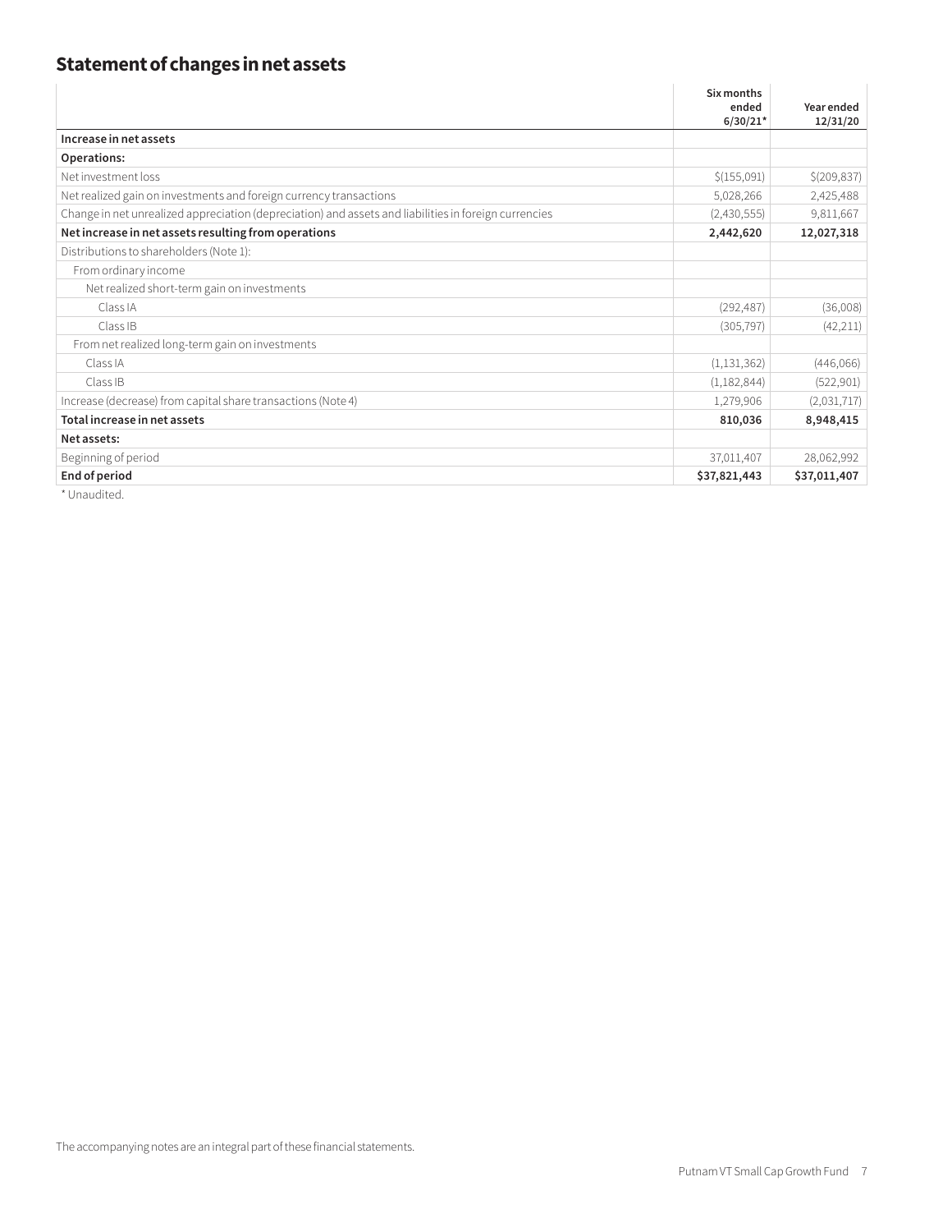## Statement of changes in net assets

| | Six months ended 6/30/21* | Year ended 12/31/20 |
|---|---|---|
| **Increase in net assets** | | |
| **Operations:** | | |
| Net investment loss | $(155,091) | $(209,837) |
| Net realized gain on investments and foreign currency transactions | 5,028,266 | 2,425,488 |
| Change in net unrealized appreciation (depreciation) and assets and liabilities in foreign currencies | (2,430,555) | 9,811,667 |
| **Net increase in net assets resulting from operations** | **2,442,620** | **12,027,318** |
| Distributions to shareholders (Note 1): | | |
| From ordinary income | | |
| Net realized short-term gain on investments | | |
| Class IA | (292,487) | (36,008) |
| Class IB | (305,797) | (42,211) |
| From net realized long-term gain on investments | | |
| Class IA | (1,131,362) | (446,066) |
| Class IB | (1,182,844) | (522,901) |
| Increase (decrease) from capital share transactions (Note 4) | 1,279,906 | (2,031,717) |
| **Total increase in net assets** | **810,036** | **8,948,415** |
| **Net assets:** | | |
| Beginning of period | 37,011,407 | 28,062,992 |
| **End of period** | **$37,821,443** | **$37,011,407** |

\* Unaudited.

The accompanying notes are an integral part of these financial statements.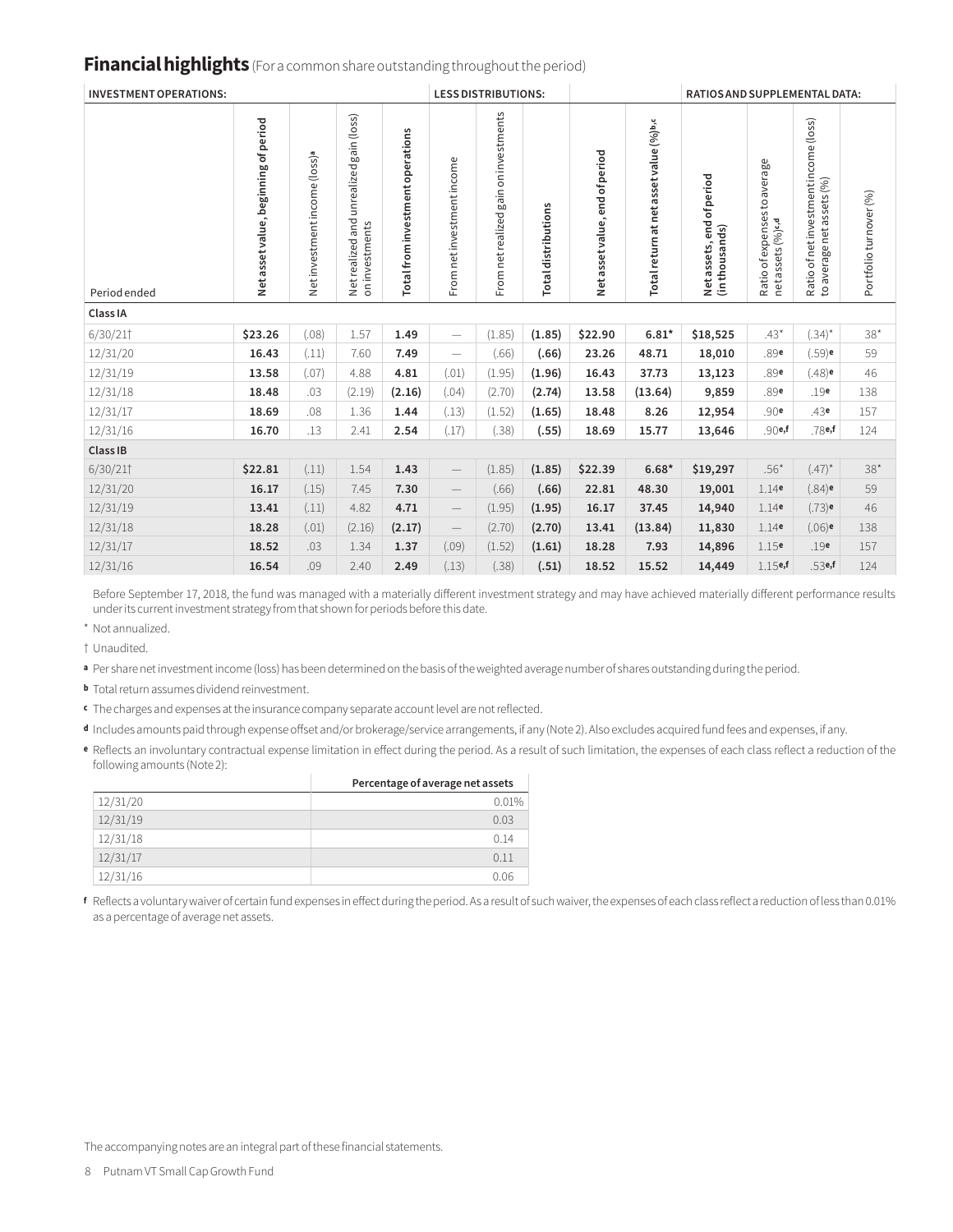## Financial highlights (For a common share outstanding throughout the period)

| INVESTMENT OPERATIONS: | | | | | LESS DISTRIBUTIONS: | | | | | RATIOS AND SUPPLEMENTAL DATA: | | | |
|---|---|---|---|---|---|---|---|---|---|---|---|---|---|
| Period ended | Net asset value, beginning of period | Net investment income (loss)[a] | Net realized and unrealized gain (loss) on investments | Total from investment operations | From net investment income | From net realized gain on investments | Total distributions | Net asset value, end of period | Total return at net asset value (%)[b,c] | Net assets, end of period (in thousands) | Ratio of expenses to average net assets (%)[c,d] | Ratio of net investment income (loss) to average net assets (%) | Portfolio turnover (%) |
| **Class IA** | | | | | | | | | | | | | |
| 6/30/21† | **$23.26** | (.08) | 1.57 | **1.49** | — | (1.85) | **(1.85)** | **$22.90** | **6.81*** | **$18,525** | .43* | (.34)* | 38* |
| 12/31/20 | **16.43** | (.11) | 7.60 | **7.49** | — | (.66) | **(.66)** | **23.26** | **48.71** | **18,010** | .89[e] | (.59)[e] | 59 |
| 12/31/19 | **13.58** | (.07) | 4.88 | **4.81** | (.01) | (1.95) | **(1.96)** | **16.43** | **37.73** | **13,123** | .89[e] | (.48)[e] | 46 |
| 12/31/18 | **18.48** | .03 | (2.19) | **(2.16)** | (.04) | (2.70) | **(2.74)** | **13.58** | **(13.64)** | **9,859** | .89[e] | .19[e] | 138 |
| 12/31/17 | **18.69** | .08 | 1.36 | **1.44** | (.13) | (1.52) | **(1.65)** | **18.48** | **8.26** | **12,954** | .90[e] | .43[e] | 157 |
| 12/31/16 | **16.70** | .13 | 2.41 | **2.54** | (.17) | (.38) | **(.55)** | **18.69** | **15.77** | **13,646** | .90[e,f] | .78[e,f] | 124 |
| **Class IB** | | | | | | | | | | | | | |
| 6/30/21† | **$22.81** | (.11) | 1.54 | **1.43** | — | (1.85) | **(1.85)** | **$22.39** | **6.68*** | **$19,297** | .56* | (.47)* | 38* |
| 12/31/20 | **16.17** | (.15) | 7.45 | **7.30** | — | (.66) | **(.66)** | **22.81** | **48.30** | **19,001** | 1.14[e] | (.84)[e] | 59 |
| 12/31/19 | **13.41** | (.11) | 4.82 | **4.71** | — | (1.95) | **(1.95)** | **16.17** | **37.45** | **14,940** | 1.14[e] | (.73)[e] | 46 |
| 12/31/18 | **18.28** | (.01) | (2.16) | **(2.17)** | — | (2.70) | **(2.70)** | **13.41** | **(13.84)** | **11,830** | 1.14[e] | (.06)[e] | 138 |
| 12/31/17 | **18.52** | .03 | 1.34 | **1.37** | (.09) | (1.52) | **(1.61)** | **18.28** | **7.93** | **14,896** | 1.15[e] | .19[e] | 157 |
| 12/31/16 | **16.54** | .09 | 2.40 | **2.49** | (.13) | (.38) | **(.51)** | **18.52** | **15.52** | **14,449** | 1.15[e,f] | .53[e,f] | 124 |

Before September 17, 2018, the fund was managed with a materially different investment strategy and may have achieved materially different performance results under its current investment strategy from that shown for periods before this date.

\* Not annualized.

† Unaudited.

[a] Per share net investment income (loss) has been determined on the basis of the weighted average number of shares outstanding during the period.

[b] Total return assumes dividend reinvestment.

[c] The charges and expenses at the insurance company separate account level are not reflected.

[d] Includes amounts paid through expense offset and/or brokerage/service arrangements, if any (Note 2). Also excludes acquired fund fees and expenses, if any.

[e] Reflects an involuntary contractual expense limitation in effect during the period. As a result of such limitation, the expenses of each class reflect a reduction of the following amounts (Note 2):

| | Percentage of average net assets |
|---|---|
| 12/31/20 | 0.01% |
| 12/31/19 | 0.03 |
| 12/31/18 | 0.14 |
| 12/31/17 | 0.11 |
| 12/31/16 | 0.06 |

[f] Reflects a voluntary waiver of certain fund expenses in effect during the period. As a result of such waiver, the expenses of each class reflect a reduction of less than 0.01% as a percentage of average net assets.

The accompanying notes are an integral part of these financial statements.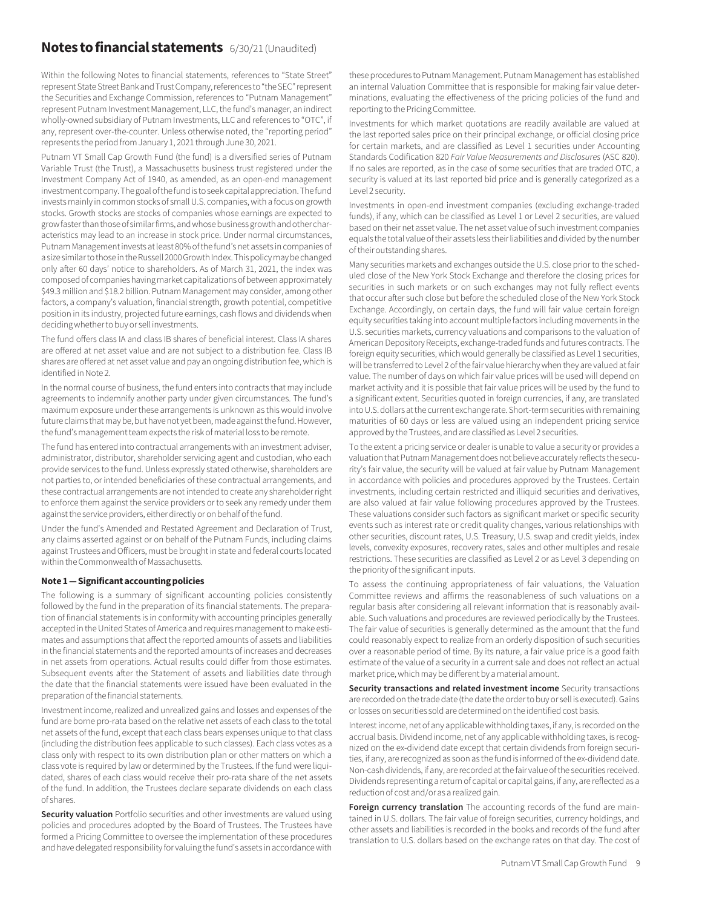# Notes to financial statements 6/30/21 (Unaudited)

Within the following Notes to financial statements, references to "State Street" represent State Street Bank and Trust Company, references to "the SEC" represent the Securities and Exchange Commission, references to "Putnam Management" represent Putnam Investment Management, LLC, the fund's manager, an indirect wholly-owned subsidiary of Putnam Investments, LLC and references to "OTC", if any, represent over-the-counter. Unless otherwise noted, the "reporting period" represents the period from January 1, 2021 through June 30, 2021.

Putnam VT Small Cap Growth Fund (the fund) is a diversified series of Putnam Variable Trust (the Trust), a Massachusetts business trust registered under the Investment Company Act of 1940, as amended, as an open-end management investment company. The goal of the fund is to seek capital appreciation. The fund invests mainly in common stocks of small U.S. companies, with a focus on growth stocks. Growth stocks are stocks of companies whose earnings are expected to grow faster than those of similar firms, and whose business growth and other characteristics may lead to an increase in stock price. Under normal circumstances, Putnam Management invests at least 80% of the fund's net assets in companies of a size similar to those in the Russell 2000 Growth Index. This policy may be changed only after 60 days' notice to shareholders. As of March 31, 2021, the index was composed of companies having market capitalizations of between approximately \$49.3 million and \$18.2 billion. Putnam Management may consider, among other factors, a company's valuation, financial strength, growth potential, competitive position in its industry, projected future earnings, cash flows and dividends when deciding whether to buy or sell investments.

The fund offers class IA and class IB shares of beneficial interest. Class IA shares are offered at net asset value and are not subject to a distribution fee. Class IB shares are offered at net asset value and pay an ongoing distribution fee, which is identified in Note 2.

In the normal course of business, the fund enters into contracts that may include agreements to indemnify another party under given circumstances. The fund's maximum exposure under these arrangements is unknown as this would involve future claims that may be, but have not yet been, made against the fund. However, the fund's management team expects the risk of material loss to be remote.

The fund has entered into contractual arrangements with an investment adviser, administrator, distributor, shareholder servicing agent and custodian, who each provide services to the fund. Unless expressly stated otherwise, shareholders are not parties to, or intended beneficiaries of these contractual arrangements, and these contractual arrangements are not intended to create any shareholder right to enforce them against the service providers or to seek any remedy under them against the service providers, either directly or on behalf of the fund.

Under the fund's Amended and Restated Agreement and Declaration of Trust, any claims asserted against or on behalf of the Putnam Funds, including claims against Trustees and Officers, must be brought in state and federal courts located within the Commonwealth of Massachusetts.

### Note 1 — Significant accounting policies

The following is a summary of significant accounting policies consistently followed by the fund in the preparation of its financial statements. The preparation of financial statements is in conformity with accounting principles generally accepted in the United States of America and requires management to make estimates and assumptions that affect the reported amounts of assets and liabilities in the financial statements and the reported amounts of increases and decreases in net assets from operations. Actual results could differ from those estimates. Subsequent events after the Statement of assets and liabilities date through the date that the financial statements were issued have been evaluated in the preparation of the financial statements.

Investment income, realized and unrealized gains and losses and expenses of the fund are borne pro-rata based on the relative net assets of each class to the total net assets of the fund, except that each class bears expenses unique to that class (including the distribution fees applicable to such classes). Each class votes as a class only with respect to its own distribution plan or other matters on which a class vote is required by law or determined by the Trustees. If the fund were liquidated, shares of each class would receive their pro-rata share of the net assets of the fund. In addition, the Trustees declare separate dividends on each class of shares.

**Security valuation** Portfolio securities and other investments are valued using policies and procedures adopted by the Board of Trustees. The Trustees have formed a Pricing Committee to oversee the implementation of these procedures and have delegated responsibility for valuing the fund's assets in accordance with these procedures to Putnam Management. Putnam Management has established an internal Valuation Committee that is responsible for making fair value determinations, evaluating the effectiveness of the pricing policies of the fund and reporting to the Pricing Committee.

Investments for which market quotations are readily available are valued at the last reported sales price on their principal exchange, or official closing price for certain markets, and are classified as Level 1 securities under Accounting Standards Codification 820 *Fair Value Measurements and Disclosures* (ASC 820). If no sales are reported, as in the case of some securities that are traded OTC, a security is valued at its last reported bid price and is generally categorized as a Level 2 security.

Investments in open-end investment companies (excluding exchange-traded funds), if any, which can be classified as Level 1 or Level 2 securities, are valued based on their net asset value. The net asset value of such investment companies equals the total value of their assets less their liabilities and divided by the number of their outstanding shares.

Many securities markets and exchanges outside the U.S. close prior to the scheduled close of the New York Stock Exchange and therefore the closing prices for securities in such markets or on such exchanges may not fully reflect events that occur after such close but before the scheduled close of the New York Stock Exchange. Accordingly, on certain days, the fund will fair value certain foreign equity securities taking into account multiple factors including movements in the U.S. securities markets, currency valuations and comparisons to the valuation of American Depository Receipts, exchange-traded funds and futures contracts. The foreign equity securities, which would generally be classified as Level 1 securities, will be transferred to Level 2 of the fair value hierarchy when they are valued at fair value. The number of days on which fair value prices will be used will depend on market activity and it is possible that fair value prices will be used by the fund to a significant extent. Securities quoted in foreign currencies, if any, are translated into U.S. dollars at the current exchange rate. Short-term securities with remaining maturities of 60 days or less are valued using an independent pricing service approved by the Trustees, and are classified as Level 2 securities.

To the extent a pricing service or dealer is unable to value a security or provides a valuation that Putnam Management does not believe accurately reflects the security's fair value, the security will be valued at fair value by Putnam Management in accordance with policies and procedures approved by the Trustees. Certain investments, including certain restricted and illiquid securities and derivatives, are also valued at fair value following procedures approved by the Trustees. These valuations consider such factors as significant market or specific security events such as interest rate or credit quality changes, various relationships with other securities, discount rates, U.S. Treasury, U.S. swap and credit yields, index levels, convexity exposures, recovery rates, sales and other multiples and resale restrictions. These securities are classified as Level 2 or as Level 3 depending on the priority of the significant inputs.

To assess the continuing appropriateness of fair valuations, the Valuation Committee reviews and affirms the reasonableness of such valuations on a regular basis after considering all relevant information that is reasonably available. Such valuations and procedures are reviewed periodically by the Trustees. The fair value of securities is generally determined as the amount that the fund could reasonably expect to realize from an orderly disposition of such securities over a reasonable period of time. By its nature, a fair value price is a good faith estimate of the value of a security in a current sale and does not reflect an actual market price, which may be different by a material amount.

**Security transactions and related investment income** Security transactions are recorded on the trade date (the date the order to buy or sell is executed). Gains or losses on securities sold are determined on the identified cost basis.

Interest income, net of any applicable withholding taxes, if any, is recorded on the accrual basis. Dividend income, net of any applicable withholding taxes, is recognized on the ex-dividend date except that certain dividends from foreign securities, if any, are recognized as soon as the fund is informed of the ex-dividend date. Non-cash dividends, if any, are recorded at the fair value of the securities received. Dividends representing a return of capital or capital gains, if any, are reflected as a reduction of cost and/or as a realized gain.

**Foreign currency translation** The accounting records of the fund are maintained in U.S. dollars. The fair value of foreign securities, currency holdings, and other assets and liabilities is recorded in the books and records of the fund after translation to U.S. dollars based on the exchange rates on that day. The cost of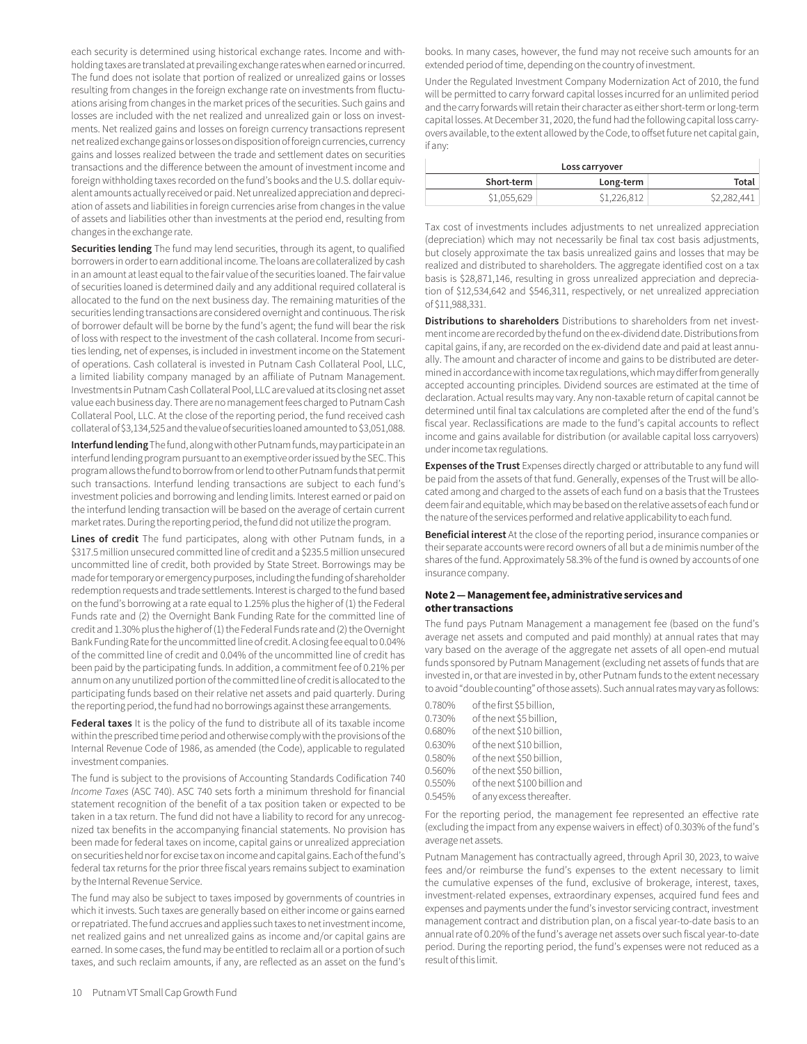each security is determined using historical exchange rates. Income and withholding taxes are translated at prevailing exchange rates when earned or incurred. The fund does not isolate that portion of realized or unrealized gains or losses resulting from changes in the foreign exchange rate on investments from fluctuations arising from changes in the market prices of the securities. Such gains and losses are included with the net realized and unrealized gain or loss on investments. Net realized gains and losses on foreign currency transactions represent net realized exchange gains or losses on disposition of foreign currencies, currency gains and losses realized between the trade and settlement dates on securities transactions and the difference between the amount of investment income and foreign withholding taxes recorded on the fund's books and the U.S. dollar equivalent amounts actually received or paid. Net unrealized appreciation and depreciation of assets and liabilities in foreign currencies arise from changes in the value of assets and liabilities other than investments at the period end, resulting from changes in the exchange rate.

**Securities lending** The fund may lend securities, through its agent, to qualified borrowers in order to earn additional income. The loans are collateralized by cash in an amount at least equal to the fair value of the securities loaned. The fair value of securities loaned is determined daily and any additional required collateral is allocated to the fund on the next business day. The remaining maturities of the securities lending transactions are considered overnight and continuous. The risk of borrower default will be borne by the fund's agent; the fund will bear the risk of loss with respect to the investment of the cash collateral. Income from securities lending, net of expenses, is included in investment income on the Statement of operations. Cash collateral is invested in Putnam Cash Collateral Pool, LLC, a limited liability company managed by an affiliate of Putnam Management. Investments in Putnam Cash Collateral Pool, LLC are valued at its closing net asset value each business day. There are no management fees charged to Putnam Cash Collateral Pool, LLC. At the close of the reporting period, the fund received cash collateral of $3,134,525 and the value of securities loaned amounted to $3,051,088.

**Interfund lending** The fund, along with other Putnam funds, may participate in an interfund lending program pursuant to an exemptive order issued by the SEC. This program allows the fund to borrow from or lend to other Putnam funds that permit such transactions. Interfund lending transactions are subject to each fund's investment policies and borrowing and lending limits. Interest earned or paid on the interfund lending transaction will be based on the average of certain current market rates. During the reporting period, the fund did not utilize the program.

**Lines of credit** The fund participates, along with other Putnam funds, in a $317.5 million unsecured committed line of credit and a $235.5 million unsecured uncommitted line of credit, both provided by State Street. Borrowings may be made for temporary or emergency purposes, including the funding of shareholder redemption requests and trade settlements. Interest is charged to the fund based on the fund's borrowing at a rate equal to 1.25% plus the higher of (1) the Federal Funds rate and (2) the Overnight Bank Funding Rate for the committed line of credit and 1.30% plus the higher of (1) the Federal Funds rate and (2) the Overnight Bank Funding Rate for the uncommitted line of credit. A closing fee equal to 0.04% of the committed line of credit and 0.04% of the uncommitted line of credit has been paid by the participating funds. In addition, a commitment fee of 0.21% per annum on any unutilized portion of the committed line of credit is allocated to the participating funds based on their relative net assets and paid quarterly. During the reporting period, the fund had no borrowings against these arrangements.

**Federal taxes** It is the policy of the fund to distribute all of its taxable income within the prescribed time period and otherwise comply with the provisions of the Internal Revenue Code of 1986, as amended (the Code), applicable to regulated investment companies.

The fund is subject to the provisions of Accounting Standards Codification 740 *Income Taxes* (ASC 740). ASC 740 sets forth a minimum threshold for financial statement recognition of the benefit of a tax position taken or expected to be taken in a tax return. The fund did not have a liability to record for any unrecognized tax benefits in the accompanying financial statements. No provision has been made for federal taxes on income, capital gains or unrealized appreciation on securities held nor for excise tax on income and capital gains. Each of the fund's federal tax returns for the prior three fiscal years remains subject to examination by the Internal Revenue Service.

The fund may also be subject to taxes imposed by governments of countries in which it invests. Such taxes are generally based on either income or gains earned or repatriated. The fund accrues and applies such taxes to net investment income, net realized gains and net unrealized gains as income and/or capital gains are earned. In some cases, the fund may be entitled to reclaim all or a portion of such taxes, and such reclaim amounts, if any, are reflected as an asset on the fund's books. In many cases, however, the fund may not receive such amounts for an extended period of time, depending on the country of investment.

Under the Regulated Investment Company Modernization Act of 2010, the fund will be permitted to carry forward capital losses incurred for an unlimited period and the carry forwards will retain their character as either short-term or long-term capital losses. At December 31, 2020, the fund had the following capital loss carryovers available, to the extent allowed by the Code, to offset future net capital gain, if any:

| Loss carryover | | |
|---|---|---|
| **Short-term** | **Long-term** | **Total** |
| $1,055,629 | $1,226,812 | $2,282,441 |

Tax cost of investments includes adjustments to net unrealized appreciation (depreciation) which may not necessarily be final tax cost basis adjustments, but closely approximate the tax basis unrealized gains and losses that may be realized and distributed to shareholders. The aggregate identified cost on a tax basis is $28,871,146, resulting in gross unrealized appreciation and depreciation of $12,534,642 and $546,311, respectively, or net unrealized appreciation of $11,988,331.

**Distributions to shareholders** Distributions to shareholders from net investment income are recorded by the fund on the ex-dividend date. Distributions from capital gains, if any, are recorded on the ex-dividend date and paid at least annually. The amount and character of income and gains to be distributed are determined in accordance with income tax regulations, which may differ from generally accepted accounting principles. Dividend sources are estimated at the time of declaration. Actual results may vary. Any non-taxable return of capital cannot be determined until final tax calculations are completed after the end of the fund's fiscal year. Reclassifications are made to the fund's capital accounts to reflect income and gains available for distribution (or available capital loss carryovers) under income tax regulations.

**Expenses of the Trust** Expenses directly charged or attributable to any fund will be paid from the assets of that fund. Generally, expenses of the Trust will be allocated among and charged to the assets of each fund on a basis that the Trustees deem fair and equitable, which may be based on the relative assets of each fund or the nature of the services performed and relative applicability to each fund.

**Beneficial interest** At the close of the reporting period, insurance companies or their separate accounts were record owners of all but a de minimis number of the shares of the fund. Approximately 58.3% of the fund is owned by accounts of one insurance company.

### Note 2 — Management fee, administrative services and other transactions

The fund pays Putnam Management a management fee (based on the fund's average net assets and computed and paid monthly) at annual rates that may vary based on the average of the aggregate net assets of all open-end mutual funds sponsored by Putnam Management (excluding net assets of funds that are invested in, or that are invested in by, other Putnam funds to the extent necessary to avoid "double counting" of those assets). Such annual rates may vary as follows:

| | |
|---|---|
| 0.780% | of the first $5 billion, |
| 0.730% | of the next $5 billion, |
| 0.680% | of the next $10 billion, |
| 0.630% | of the next $10 billion, |
| 0.580% | of the next $50 billion, |
| 0.560% | of the next $50 billion, |
| 0.550% | of the next $100 billion and |
| 0.545% | of any excess thereafter. |

For the reporting period, the management fee represented an effective rate (excluding the impact from any expense waivers in effect) of 0.303% of the fund's average net assets.

Putnam Management has contractually agreed, through April 30, 2023, to waive fees and/or reimburse the fund's expenses to the extent necessary to limit the cumulative expenses of the fund, exclusive of brokerage, interest, taxes, investment-related expenses, extraordinary expenses, acquired fund fees and expenses and payments under the fund's investor servicing contract, investment management contract and distribution plan, on a fiscal year-to-date basis to an annual rate of 0.20% of the fund's average net assets over such fiscal year-to-date period. During the reporting period, the fund's expenses were not reduced as a result of this limit.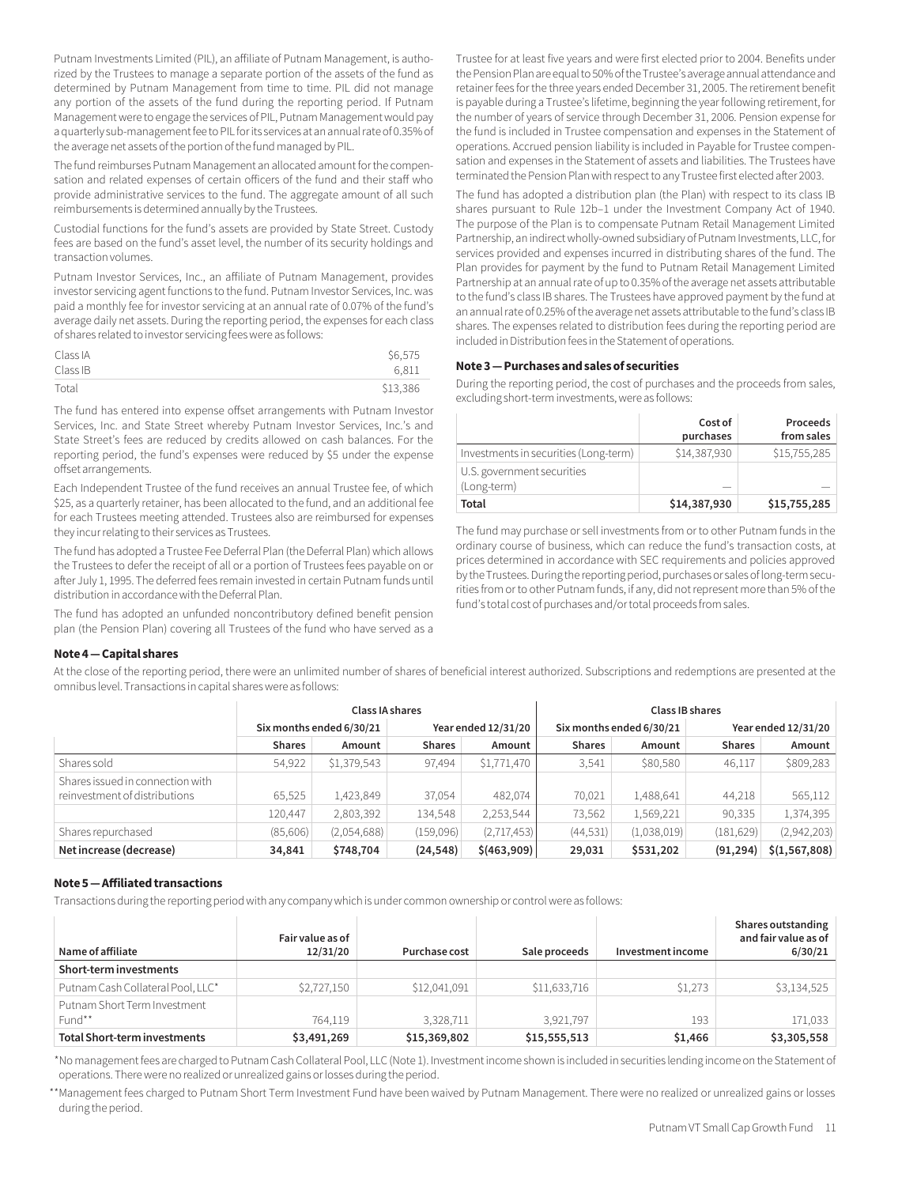Putnam Investments Limited (PIL), an affiliate of Putnam Management, is authorized by the Trustees to manage a separate portion of the assets of the fund as determined by Putnam Management from time to time. PIL did not manage any portion of the assets of the fund during the reporting period. If Putnam Management were to engage the services of PIL, Putnam Management would pay a quarterly sub-management fee to PIL for its services at an annual rate of 0.35% of the average net assets of the portion of the fund managed by PIL.

The fund reimburses Putnam Management an allocated amount for the compensation and related expenses of certain officers of the fund and their staff who provide administrative services to the fund. The aggregate amount of all such reimbursements is determined annually by the Trustees.

Custodial functions for the fund's assets are provided by State Street. Custody fees are based on the fund's asset level, the number of its security holdings and transaction volumes.

Putnam Investor Services, Inc., an affiliate of Putnam Management, provides investor servicing agent functions to the fund. Putnam Investor Services, Inc. was paid a monthly fee for investor servicing at an annual rate of 0.07% of the fund's average daily net assets. During the reporting period, the expenses for each class of shares related to investor servicing fees were as follows:

| | |
|---|---|
| Class IA | $6,575 |
| Class IB | 6,811 |
| Total | $13,386 |

The fund has entered into expense offset arrangements with Putnam Investor Services, Inc. and State Street whereby Putnam Investor Services, Inc.'s and State Street's fees are reduced by credits allowed on cash balances. For the reporting period, the fund's expenses were reduced by $5 under the expense offset arrangements.

Each Independent Trustee of the fund receives an annual Trustee fee, of which $25, as a quarterly retainer, has been allocated to the fund, and an additional fee for each Trustees meeting attended. Trustees also are reimbursed for expenses they incur relating to their services as Trustees.

The fund has adopted a Trustee Fee Deferral Plan (the Deferral Plan) which allows the Trustees to defer the receipt of all or a portion of Trustees fees payable on or after July 1, 1995. The deferred fees remain invested in certain Putnam funds until distribution in accordance with the Deferral Plan.

The fund has adopted an unfunded noncontributory defined benefit pension plan (the Pension Plan) covering all Trustees of the fund who have served as a Trustee for at least five years and were first elected prior to 2004. Benefits under the Pension Plan are equal to 50% of the Trustee's average annual attendance and retainer fees for the three years ended December 31, 2005. The retirement benefit is payable during a Trustee's lifetime, beginning the year following retirement, for the number of years of service through December 31, 2006. Pension expense for the fund is included in Trustee compensation and expenses in the Statement of operations. Accrued pension liability is included in Payable for Trustee compensation and expenses in the Statement of assets and liabilities. The Trustees have terminated the Pension Plan with respect to any Trustee first elected after 2003.

The fund has adopted a distribution plan (the Plan) with respect to its class IB shares pursuant to Rule 12b–1 under the Investment Company Act of 1940. The purpose of the Plan is to compensate Putnam Retail Management Limited Partnership, an indirect wholly-owned subsidiary of Putnam Investments, LLC, for services provided and expenses incurred in distributing shares of the fund. The Plan provides for payment by the fund to Putnam Retail Management Limited Partnership at an annual rate of up to 0.35% of the average net assets attributable to the fund's class IB shares. The Trustees have approved payment by the fund at an annual rate of 0.25% of the average net assets attributable to the fund's class IB shares. The expenses related to distribution fees during the reporting period are included in Distribution fees in the Statement of operations.

### Note 3 — Purchases and sales of securities

During the reporting period, the cost of purchases and the proceeds from sales, excluding short-term investments, were as follows:

| | Cost of purchases | Proceeds from sales |
|---|---|---|
| Investments in securities (Long-term) | $14,387,930 | $15,755,285 |
| U.S. government securities (Long-term) | — | — |
| **Total** | **$14,387,930** | **$15,755,285** |

The fund may purchase or sell investments from or to other Putnam funds in the ordinary course of business, which can reduce the fund's transaction costs, at prices determined in accordance with SEC requirements and policies approved by the Trustees. During the reporting period, purchases or sales of long-term securities from or to other Putnam funds, if any, did not represent more than 5% of the fund's total cost of purchases and/or total proceeds from sales.

### Note 4 — Capital shares

At the close of the reporting period, there were an unlimited number of shares of beneficial interest authorized. Subscriptions and redemptions are presented at the omnibus level. Transactions in capital shares were as follows:

| | Class IA shares | | | | Class IB shares | | | |
|---|---|---|---|---|---|---|---|---|
| | Six months ended 6/30/21 | | Year ended 12/31/20 | | Six months ended 6/30/21 | | Year ended 12/31/20 | |
| | **Shares** | **Amount** | **Shares** | **Amount** | **Shares** | **Amount** | **Shares** | **Amount** |
| Shares sold | 54,922 | $1,379,543 | 97,494 | $1,771,470 | 3,541 | $80,580 | 46,117 | $809,283 |
| Shares issued in connection with reinvestment of distributions | 65,525 | 1,423,849 | 37,054 | 482,074 | 70,021 | 1,488,641 | 44,218 | 565,112 |
| | 120,447 | 2,803,392 | 134,548 | 2,253,544 | 73,562 | 1,569,221 | 90,335 | 1,374,395 |
| Shares repurchased | (85,606) | (2,054,688) | (159,096) | (2,717,453) | (44,531) | (1,038,019) | (181,629) | (2,942,203) |
| **Net increase (decrease)** | **34,841** | **$748,704** | **(24,548)** | **$(463,909)** | **29,031** | **$531,202** | **(91,294)** | **$(1,567,808)** |

### Note 5 — Affiliated transactions

Transactions during the reporting period with any company which is under common ownership or control were as follows:

| Name of affiliate | Fair value as of 12/31/20 | Purchase cost | Sale proceeds | Investment income | Shares outstanding and fair value as of 6/30/21 |
|---|---|---|---|---|---|
| **Short-term investments** | | | | | |
| Putnam Cash Collateral Pool, LLC* | $2,727,150 | $12,041,091 | $11,633,716 | $1,273 | $3,134,525 |
| Putnam Short Term Investment Fund** | 764,119 | 3,328,711 | 3,921,797 | 193 | 171,033 |
| **Total Short-term investments** | **$3,491,269** | **$15,369,802** | **$15,555,513** | **$1,466** | **$3,305,558** |

*No management fees are charged to Putnam Cash Collateral Pool, LLC (Note 1). Investment income shown is included in securities lending income on the Statement of operations. There were no realized or unrealized gains or losses during the period.

**Management fees charged to Putnam Short Term Investment Fund have been waived by Putnam Management. There were no realized or unrealized gains or losses during the period.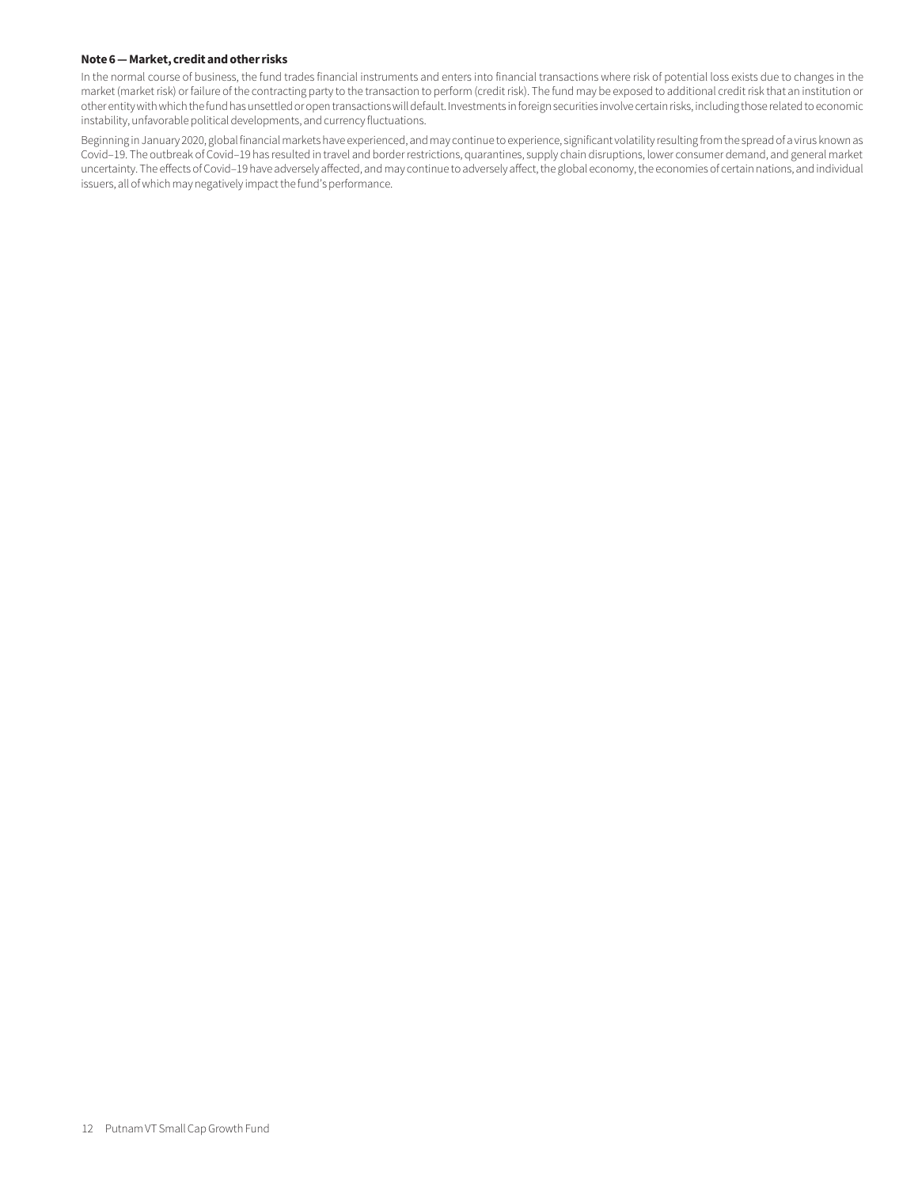**Note 6 — Market, credit and other risks**

In the normal course of business, the fund trades financial instruments and enters into financial transactions where risk of potential loss exists due to changes in the market (market risk) or failure of the contracting party to the transaction to perform (credit risk). The fund may be exposed to additional credit risk that an institution or other entity with which the fund has unsettled or open transactions will default. Investments in foreign securities involve certain risks, including those related to economic instability, unfavorable political developments, and currency fluctuations.

Beginning in January 2020, global financial markets have experienced, and may continue to experience, significant volatility resulting from the spread of a virus known as Covid–19. The outbreak of Covid–19 has resulted in travel and border restrictions, quarantines, supply chain disruptions, lower consumer demand, and general market uncertainty. The effects of Covid–19 have adversely affected, and may continue to adversely affect, the global economy, the economies of certain nations, and individual issuers, all of which may negatively impact the fund's performance.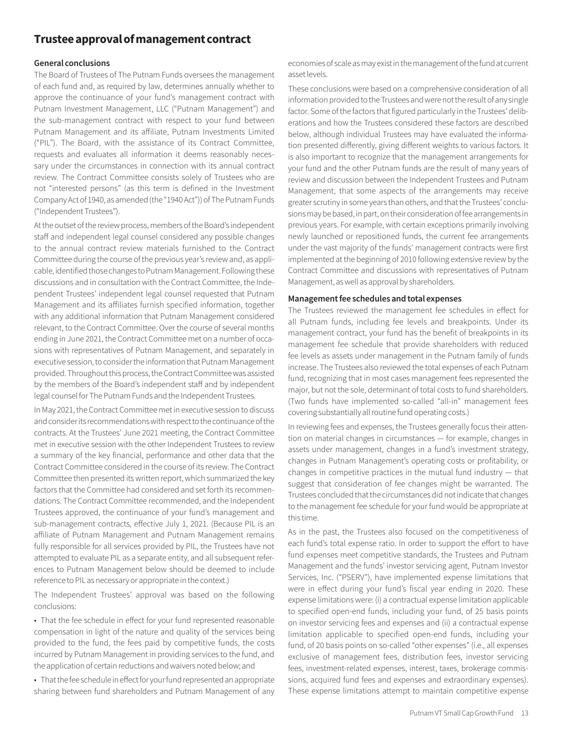## Trustee approval of management contract

### General conclusions

The Board of Trustees of The Putnam Funds oversees the management of each fund and, as required by law, determines annually whether to approve the continuance of your fund's management contract with Putnam Investment Management, LLC ("Putnam Management") and the sub-management contract with respect to your fund between Putnam Management and its affiliate, Putnam Investments Limited ("PIL"). The Board, with the assistance of its Contract Committee, requests and evaluates all information it deems reasonably necessary under the circumstances in connection with its annual contract review. The Contract Committee consists solely of Trustees who are not "interested persons" (as this term is defined in the Investment Company Act of 1940, as amended (the "1940 Act")) of The Putnam Funds ("Independent Trustees").

At the outset of the review process, members of the Board's independent staff and independent legal counsel considered any possible changes to the annual contract review materials furnished to the Contract Committee during the course of the previous year's review and, as applicable, identified those changes to Putnam Management. Following these discussions and in consultation with the Contract Committee, the Independent Trustees' independent legal counsel requested that Putnam Management and its affiliates furnish specified information, together with any additional information that Putnam Management considered relevant, to the Contract Committee. Over the course of several months ending in June 2021, the Contract Committee met on a number of occasions with representatives of Putnam Management, and separately in executive session, to consider the information that Putnam Management provided. Throughout this process, the Contract Committee was assisted by the members of the Board's independent staff and by independent legal counsel for The Putnam Funds and the Independent Trustees.

In May 2021, the Contract Committee met in executive session to discuss and consider its recommendations with respect to the continuance of the contracts. At the Trustees' June 2021 meeting, the Contract Committee met in executive session with the other Independent Trustees to review a summary of the key financial, performance and other data that the Contract Committee considered in the course of its review. The Contract Committee then presented its written report, which summarized the key factors that the Committee had considered and set forth its recommendations. The Contract Committee recommended, and the Independent Trustees approved, the continuance of your fund's management and sub-management contracts, effective July 1, 2021. (Because PIL is an affiliate of Putnam Management and Putnam Management remains fully responsible for all services provided by PIL, the Trustees have not attempted to evaluate PIL as a separate entity, and all subsequent references to Putnam Management below should be deemed to include reference to PIL as necessary or appropriate in the context.)

The Independent Trustees' approval was based on the following conclusions:

- That the fee schedule in effect for your fund represented reasonable compensation in light of the nature and quality of the services being provided to the fund, the fees paid by competitive funds, the costs incurred by Putnam Management in providing services to the fund, and the application of certain reductions and waivers noted below; and
- That the fee schedule in effect for your fund represented an appropriate sharing between fund shareholders and Putnam Management of any economies of scale as may exist in the management of the fund at current asset levels.

These conclusions were based on a comprehensive consideration of all information provided to the Trustees and were not the result of any single factor. Some of the factors that figured particularly in the Trustees' deliberations and how the Trustees considered these factors are described below, although individual Trustees may have evaluated the information presented differently, giving different weights to various factors. It is also important to recognize that the management arrangements for your fund and the other Putnam funds are the result of many years of review and discussion between the Independent Trustees and Putnam Management, that some aspects of the arrangements may receive greater scrutiny in some years than others, and that the Trustees' conclusions may be based, in part, on their consideration of fee arrangements in previous years. For example, with certain exceptions primarily involving newly launched or repositioned funds, the current fee arrangements under the vast majority of the funds' management contracts were first implemented at the beginning of 2010 following extensive review by the Contract Committee and discussions with representatives of Putnam Management, as well as approval by shareholders.

### Management fee schedules and total expenses

The Trustees reviewed the management fee schedules in effect for all Putnam funds, including fee levels and breakpoints. Under its management contract, your fund has the benefit of breakpoints in its management fee schedule that provide shareholders with reduced fee levels as assets under management in the Putnam family of funds increase. The Trustees also reviewed the total expenses of each Putnam fund, recognizing that in most cases management fees represented the major, but not the sole, determinant of total costs to fund shareholders. (Two funds have implemented so-called "all-in" management fees covering substantially all routine fund operating costs.)

In reviewing fees and expenses, the Trustees generally focus their attention on material changes in circumstances — for example, changes in assets under management, changes in a fund's investment strategy, changes in Putnam Management's operating costs or profitability, or changes in competitive practices in the mutual fund industry — that suggest that consideration of fee changes might be warranted. The Trustees concluded that the circumstances did not indicate that changes to the management fee schedule for your fund would be appropriate at this time.

As in the past, the Trustees also focused on the competitiveness of each fund's total expense ratio. In order to support the effort to have fund expenses meet competitive standards, the Trustees and Putnam Management and the funds' investor servicing agent, Putnam Investor Services, Inc. ("PSERV"), have implemented expense limitations that were in effect during your fund's fiscal year ending in 2020. These expense limitations were: (i) a contractual expense limitation applicable to specified open-end funds, including your fund, of 25 basis points on investor servicing fees and expenses and (ii) a contractual expense limitation applicable to specified open-end funds, including your fund, of 20 basis points on so-called "other expenses" (i.e., all expenses exclusive of management fees, distribution fees, investor servicing fees, investment-related expenses, interest, taxes, brokerage commissions, acquired fund fees and expenses and extraordinary expenses). These expense limitations attempt to maintain competitive expense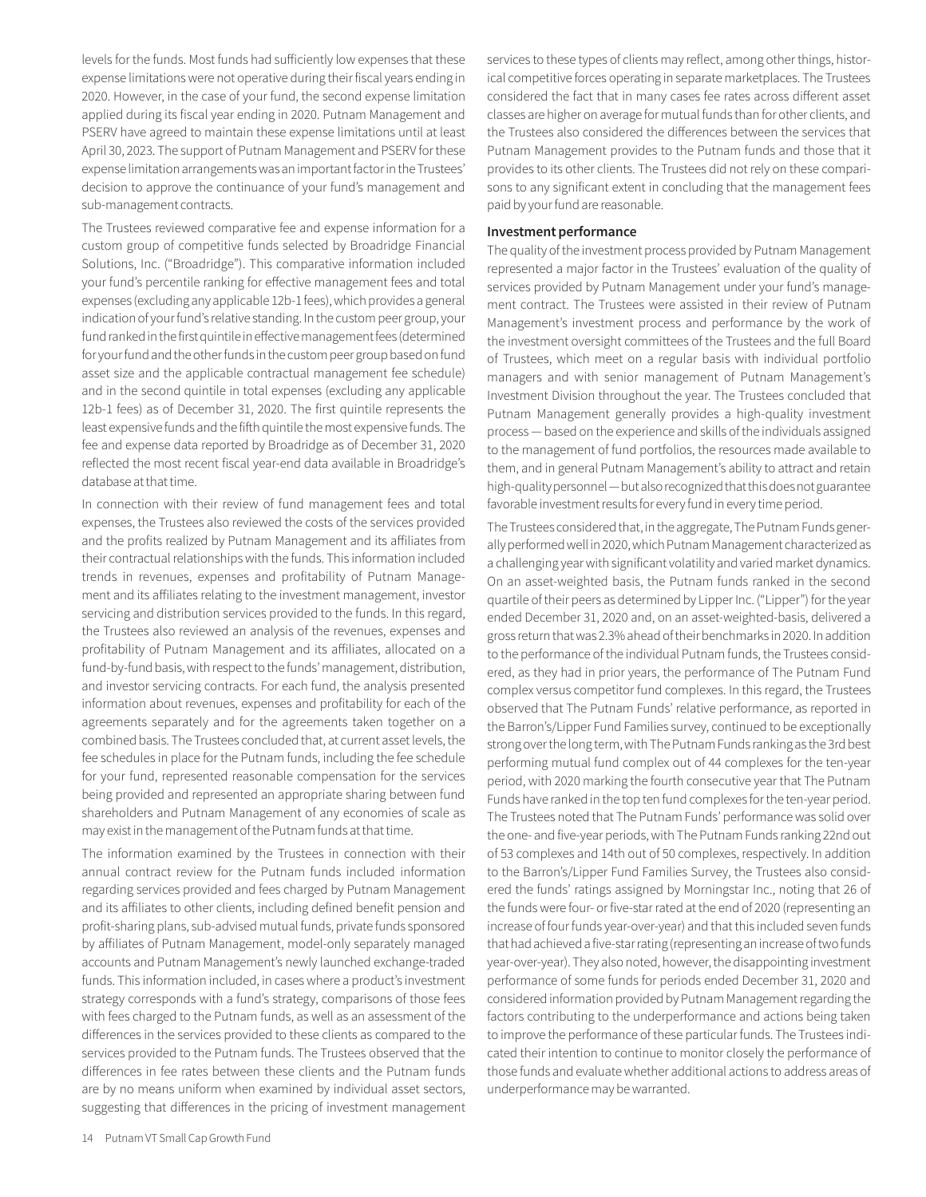levels for the funds. Most funds had sufficiently low expenses that these expense limitations were not operative during their fiscal years ending in 2020. However, in the case of your fund, the second expense limitation applied during its fiscal year ending in 2020. Putnam Management and PSERV have agreed to maintain these expense limitations until at least April 30, 2023. The support of Putnam Management and PSERV for these expense limitation arrangements was an important factor in the Trustees' decision to approve the continuance of your fund's management and sub-management contracts.

The Trustees reviewed comparative fee and expense information for a custom group of competitive funds selected by Broadridge Financial Solutions, Inc. ("Broadridge"). This comparative information included your fund's percentile ranking for effective management fees and total expenses (excluding any applicable 12b-1 fees), which provides a general indication of your fund's relative standing. In the custom peer group, your fund ranked in the first quintile in effective management fees (determined for your fund and the other funds in the custom peer group based on fund asset size and the applicable contractual management fee schedule) and in the second quintile in total expenses (excluding any applicable 12b-1 fees) as of December 31, 2020. The first quintile represents the least expensive funds and the fifth quintile the most expensive funds. The fee and expense data reported by Broadridge as of December 31, 2020 reflected the most recent fiscal year-end data available in Broadridge's database at that time.

In connection with their review of fund management fees and total expenses, the Trustees also reviewed the costs of the services provided and the profits realized by Putnam Management and its affiliates from their contractual relationships with the funds. This information included trends in revenues, expenses and profitability of Putnam Management and its affiliates relating to the investment management, investor servicing and distribution services provided to the funds. In this regard, the Trustees also reviewed an analysis of the revenues, expenses and profitability of Putnam Management and its affiliates, allocated on a fund-by-fund basis, with respect to the funds' management, distribution, and investor servicing contracts. For each fund, the analysis presented information about revenues, expenses and profitability for each of the agreements separately and for the agreements taken together on a combined basis. The Trustees concluded that, at current asset levels, the fee schedules in place for the Putnam funds, including the fee schedule for your fund, represented reasonable compensation for the services being provided and represented an appropriate sharing between fund shareholders and Putnam Management of any economies of scale as may exist in the management of the Putnam funds at that time.

The information examined by the Trustees in connection with their annual contract review for the Putnam funds included information regarding services provided and fees charged by Putnam Management and its affiliates to other clients, including defined benefit pension and profit-sharing plans, sub-advised mutual funds, private funds sponsored by affiliates of Putnam Management, model-only separately managed accounts and Putnam Management's newly launched exchange-traded funds. This information included, in cases where a product's investment strategy corresponds with a fund's strategy, comparisons of those fees with fees charged to the Putnam funds, as well as an assessment of the differences in the services provided to these clients as compared to the services provided to the Putnam funds. The Trustees observed that the differences in fee rates between these clients and the Putnam funds are by no means uniform when examined by individual asset sectors, suggesting that differences in the pricing of investment management services to these types of clients may reflect, among other things, historical competitive forces operating in separate marketplaces. The Trustees considered the fact that in many cases fee rates across different asset classes are higher on average for mutual funds than for other clients, and the Trustees also considered the differences between the services that Putnam Management provides to the Putnam funds and those that it provides to its other clients. The Trustees did not rely on these comparisons to any significant extent in concluding that the management fees paid by your fund are reasonable.

**Investment performance**

The quality of the investment process provided by Putnam Management represented a major factor in the Trustees' evaluation of the quality of services provided by Putnam Management under your fund's management contract. The Trustees were assisted in their review of Putnam Management's investment process and performance by the work of the investment oversight committees of the Trustees and the full Board of Trustees, which meet on a regular basis with individual portfolio managers and with senior management of Putnam Management's Investment Division throughout the year. The Trustees concluded that Putnam Management generally provides a high-quality investment process — based on the experience and skills of the individuals assigned to the management of fund portfolios, the resources made available to them, and in general Putnam Management's ability to attract and retain high-quality personnel — but also recognized that this does not guarantee favorable investment results for every fund in every time period.

The Trustees considered that, in the aggregate, The Putnam Funds generally performed well in 2020, which Putnam Management characterized as a challenging year with significant volatility and varied market dynamics. On an asset-weighted basis, the Putnam funds ranked in the second quartile of their peers as determined by Lipper Inc. ("Lipper") for the year ended December 31, 2020 and, on an asset-weighted-basis, delivered a gross return that was 2.3% ahead of their benchmarks in 2020. In addition to the performance of the individual Putnam funds, the Trustees considered, as they had in prior years, the performance of The Putnam Fund complex versus competitor fund complexes. In this regard, the Trustees observed that The Putnam Funds' relative performance, as reported in the Barron's/Lipper Fund Families survey, continued to be exceptionally strong over the long term, with The Putnam Funds ranking as the 3rd best performing mutual fund complex out of 44 complexes for the ten-year period, with 2020 marking the fourth consecutive year that The Putnam Funds have ranked in the top ten fund complexes for the ten-year period. The Trustees noted that The Putnam Funds' performance was solid over the one- and five-year periods, with The Putnam Funds ranking 22nd out of 53 complexes and 14th out of 50 complexes, respectively. In addition to the Barron's/Lipper Fund Families Survey, the Trustees also considered the funds' ratings assigned by Morningstar Inc., noting that 26 of the funds were four- or five-star rated at the end of 2020 (representing an increase of four funds year-over-year) and that this included seven funds that had achieved a five-star rating (representing an increase of two funds year-over-year). They also noted, however, the disappointing investment performance of some funds for periods ended December 31, 2020 and considered information provided by Putnam Management regarding the factors contributing to the underperformance and actions being taken to improve the performance of these particular funds. The Trustees indicated their intention to continue to monitor closely the performance of those funds and evaluate whether additional actions to address areas of underperformance may be warranted.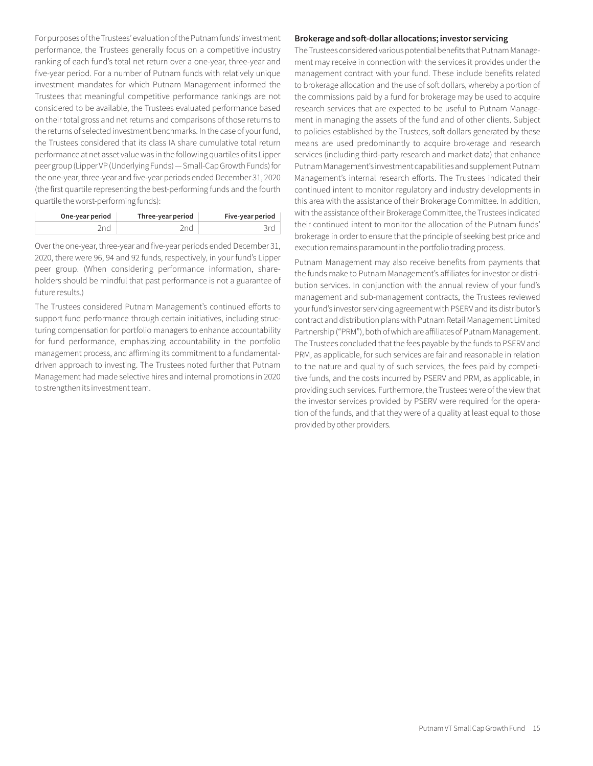For purposes of the Trustees' evaluation of the Putnam funds' investment performance, the Trustees generally focus on a competitive industry ranking of each fund's total net return over a one-year, three-year and five-year period. For a number of Putnam funds with relatively unique investment mandates for which Putnam Management informed the Trustees that meaningful competitive performance rankings are not considered to be available, the Trustees evaluated performance based on their total gross and net returns and comparisons of those returns to the returns of selected investment benchmarks. In the case of your fund, the Trustees considered that its class IA share cumulative total return performance at net asset value was in the following quartiles of its Lipper peer group (Lipper VP (Underlying Funds) — Small-Cap Growth Funds) for the one-year, three-year and five-year periods ended December 31, 2020 (the first quartile representing the best-performing funds and the fourth quartile the worst-performing funds):

| One-year period | Three-year period | Five-year period |
|---|---|---|
| 2nd | 2nd | 3rd |

Over the one-year, three-year and five-year periods ended December 31, 2020, there were 96, 94 and 92 funds, respectively, in your fund's Lipper peer group. (When considering performance information, shareholders should be mindful that past performance is not a guarantee of future results.)

The Trustees considered Putnam Management's continued efforts to support fund performance through certain initiatives, including structuring compensation for portfolio managers to enhance accountability for fund performance, emphasizing accountability in the portfolio management process, and affirming its commitment to a fundamental-driven approach to investing. The Trustees noted further that Putnam Management had made selective hires and internal promotions in 2020 to strengthen its investment team.

**Brokerage and soft-dollar allocations; investor servicing**

The Trustees considered various potential benefits that Putnam Management may receive in connection with the services it provides under the management contract with your fund. These include benefits related to brokerage allocation and the use of soft dollars, whereby a portion of the commissions paid by a fund for brokerage may be used to acquire research services that are expected to be useful to Putnam Management in managing the assets of the fund and of other clients. Subject to policies established by the Trustees, soft dollars generated by these means are used predominantly to acquire brokerage and research services (including third-party research and market data) that enhance Putnam Management's investment capabilities and supplement Putnam Management's internal research efforts. The Trustees indicated their continued intent to monitor regulatory and industry developments in this area with the assistance of their Brokerage Committee. In addition, with the assistance of their Brokerage Committee, the Trustees indicated their continued intent to monitor the allocation of the Putnam funds' brokerage in order to ensure that the principle of seeking best price and execution remains paramount in the portfolio trading process.

Putnam Management may also receive benefits from payments that the funds make to Putnam Management's affiliates for investor or distribution services. In conjunction with the annual review of your fund's management and sub-management contracts, the Trustees reviewed your fund's investor servicing agreement with PSERV and its distributor's contract and distribution plans with Putnam Retail Management Limited Partnership ("PRM"), both of which are affiliates of Putnam Management. The Trustees concluded that the fees payable by the funds to PSERV and PRM, as applicable, for such services are fair and reasonable in relation to the nature and quality of such services, the fees paid by competitive funds, and the costs incurred by PSERV and PRM, as applicable, in providing such services. Furthermore, the Trustees were of the view that the investor services provided by PSERV were required for the operation of the funds, and that they were of a quality at least equal to those provided by other providers.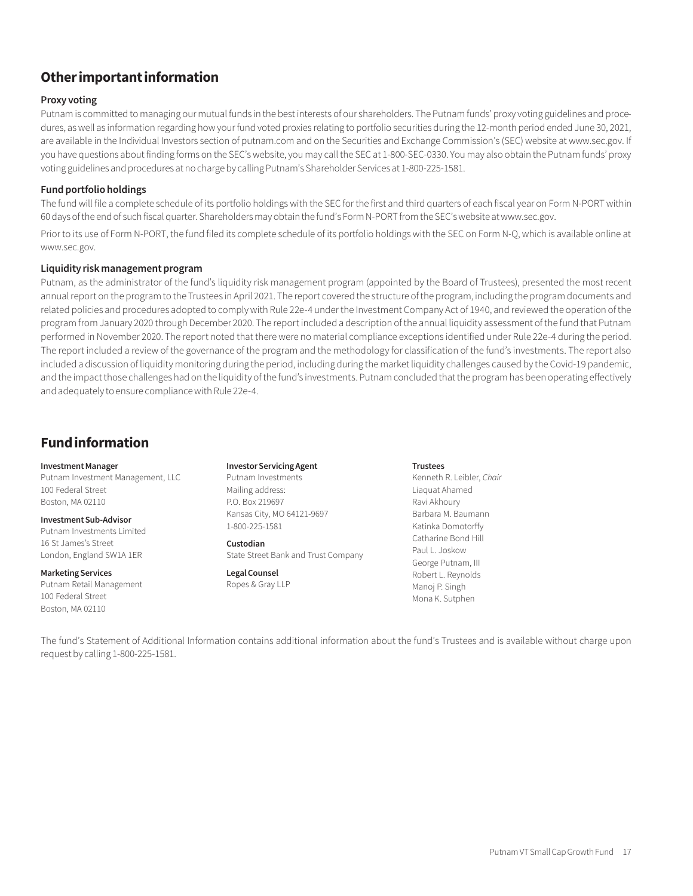## Other important information

### Proxy voting

Putnam is committed to managing our mutual funds in the best interests of our shareholders. The Putnam funds' proxy voting guidelines and procedures, as well as information regarding how your fund voted proxies relating to portfolio securities during the 12-month period ended June 30, 2021, are available in the Individual Investors section of putnam.com and on the Securities and Exchange Commission's (SEC) website at www.sec.gov. If you have questions about finding forms on the SEC's website, you may call the SEC at 1-800-SEC-0330. You may also obtain the Putnam funds' proxy voting guidelines and procedures at no charge by calling Putnam's Shareholder Services at 1-800-225-1581.

### Fund portfolio holdings

The fund will file a complete schedule of its portfolio holdings with the SEC for the first and third quarters of each fiscal year on Form N-PORT within 60 days of the end of such fiscal quarter. Shareholders may obtain the fund's Form N-PORT from the SEC's website at www.sec.gov.

Prior to its use of Form N-PORT, the fund filed its complete schedule of its portfolio holdings with the SEC on Form N-Q, which is available online at www.sec.gov.

### Liquidity risk management program

Putnam, as the administrator of the fund's liquidity risk management program (appointed by the Board of Trustees), presented the most recent annual report on the program to the Trustees in April 2021. The report covered the structure of the program, including the program documents and related policies and procedures adopted to comply with Rule 22e-4 under the Investment Company Act of 1940, and reviewed the operation of the program from January 2020 through December 2020. The report included a description of the annual liquidity assessment of the fund that Putnam performed in November 2020. The report noted that there were no material compliance exceptions identified under Rule 22e-4 during the period. The report included a review of the governance of the program and the methodology for classification of the fund's investments. The report also included a discussion of liquidity monitoring during the period, including during the market liquidity challenges caused by the Covid-19 pandemic, and the impact those challenges had on the liquidity of the fund's investments. Putnam concluded that the program has been operating effectively and adequately to ensure compliance with Rule 22e-4.

## Fund information

**Investment Manager**
Putnam Investment Management, LLC
100 Federal Street
Boston, MA 02110

**Investment Sub-Advisor**
Putnam Investments Limited
16 St James's Street
London, England SW1A 1ER

**Marketing Services**
Putnam Retail Management
100 Federal Street
Boston, MA 02110

**Investor Servicing Agent**
Putnam Investments
Mailing address:
P.O. Box 219697
Kansas City, MO 64121-9697
1-800-225-1581

**Custodian**
State Street Bank and Trust Company

**Legal Counsel**
Ropes & Gray LLP

**Trustees**
Kenneth R. Leibler, *Chair*
Liaquat Ahamed
Ravi Akhoury
Barbara M. Baumann
Katinka Domotorffy
Catharine Bond Hill
Paul L. Joskow
George Putnam, III
Robert L. Reynolds
Manoj P. Singh
Mona K. Sutphen

The fund's Statement of Additional Information contains additional information about the fund's Trustees and is available without charge upon request by calling 1-800-225-1581.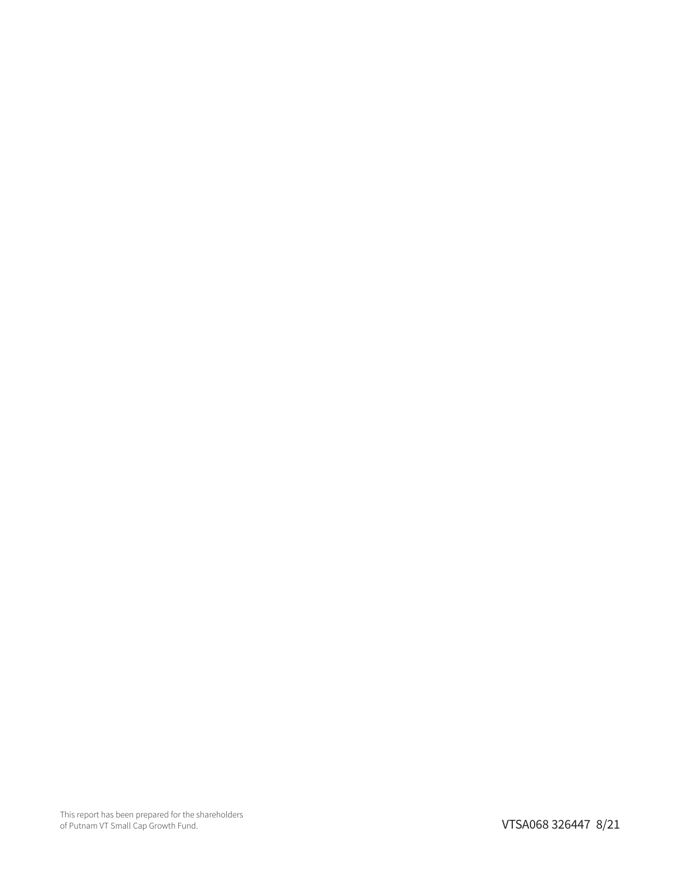This report has been prepared for the shareholders of Putnam VT Small Cap Growth Fund.

VTSA068 326447 8/21